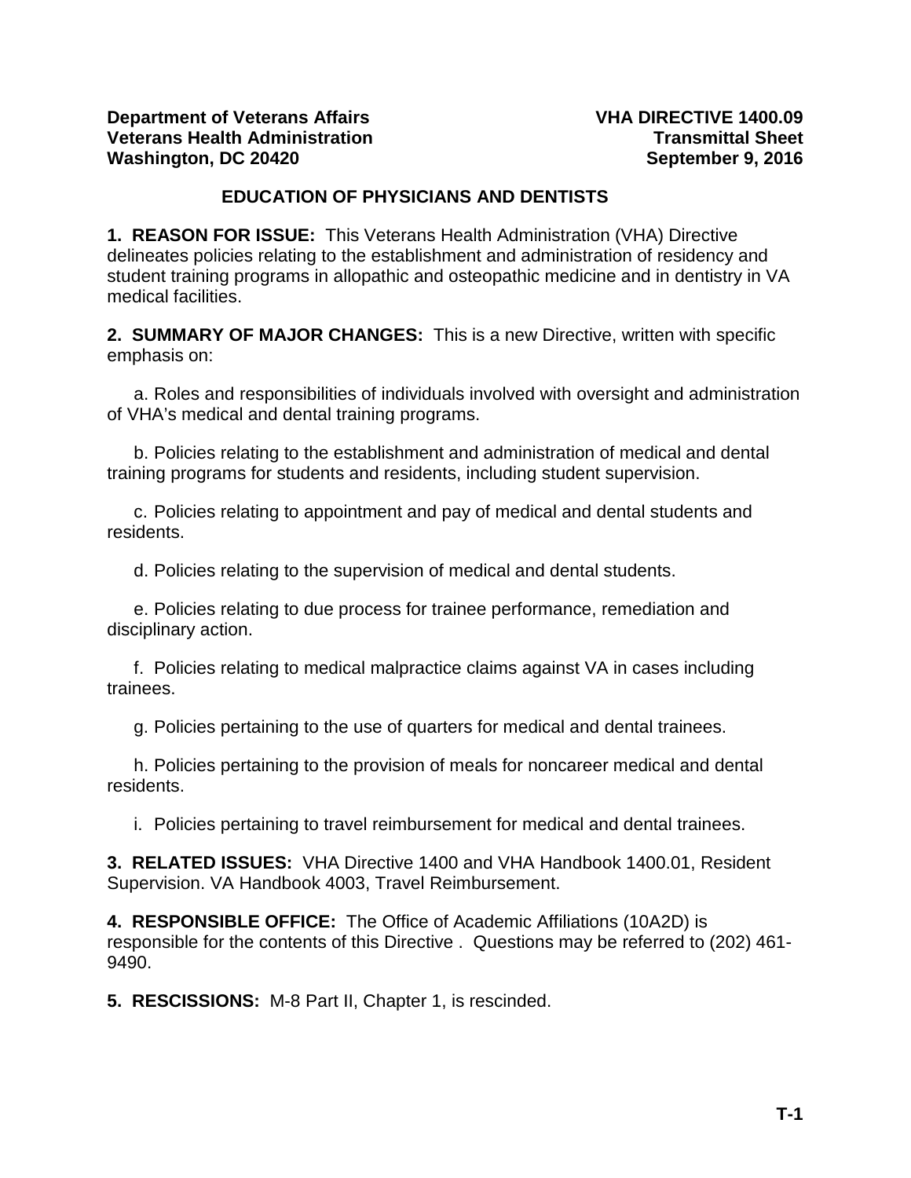**Department of Veterans Affairs** **VHA DIRECTIVE 1400.09**
**Veterans Health Administration** **Transmittal Sheet**
**Washington, DC 20420** **September 9, 2016**

# EDUCATION OF PHYSICIANS AND DENTISTS

**1. REASON FOR ISSUE:** This Veterans Health Administration (VHA) Directive delineates policies relating to the establishment and administration of residency and student training programs in allopathic and osteopathic medicine and in dentistry in VA medical facilities.

**2. SUMMARY OF MAJOR CHANGES:** This is a new Directive, written with specific emphasis on:

a. Roles and responsibilities of individuals involved with oversight and administration of VHA's medical and dental training programs.

b. Policies relating to the establishment and administration of medical and dental training programs for students and residents, including student supervision.

c. Policies relating to appointment and pay of medical and dental students and residents.

d. Policies relating to the supervision of medical and dental students.

e. Policies relating to due process for trainee performance, remediation and disciplinary action.

f. Policies relating to medical malpractice claims against VA in cases including trainees.

g. Policies pertaining to the use of quarters for medical and dental trainees.

h. Policies pertaining to the provision of meals for noncareer medical and dental residents.

i. Policies pertaining to travel reimbursement for medical and dental trainees.

**3. RELATED ISSUES:** VHA Directive 1400 and VHA Handbook 1400.01, Resident Supervision. VA Handbook 4003, Travel Reimbursement.

**4. RESPONSIBLE OFFICE:** The Office of Academic Affiliations (10A2D) is responsible for the contents of this Directive . Questions may be referred to (202) 461-9490.

**5. RESCISSIONS:** M-8 Part II, Chapter 1, is rescinded.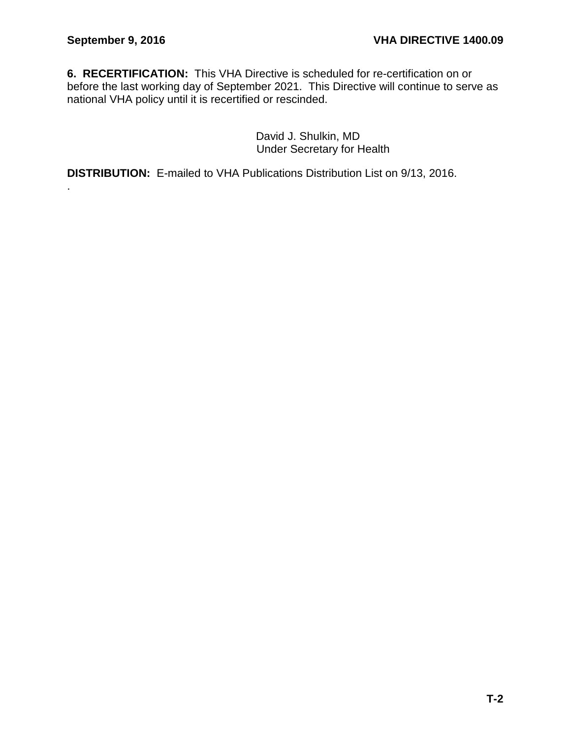**6. RECERTIFICATION:** This VHA Directive is scheduled for re-certification on or before the last working day of September 2021. This Directive will continue to serve as national VHA policy until it is recertified or rescinded.

David J. Shulkin, MD
Under Secretary for Health

**DISTRIBUTION:** E-mailed to VHA Publications Distribution List on 9/13, 2016.
.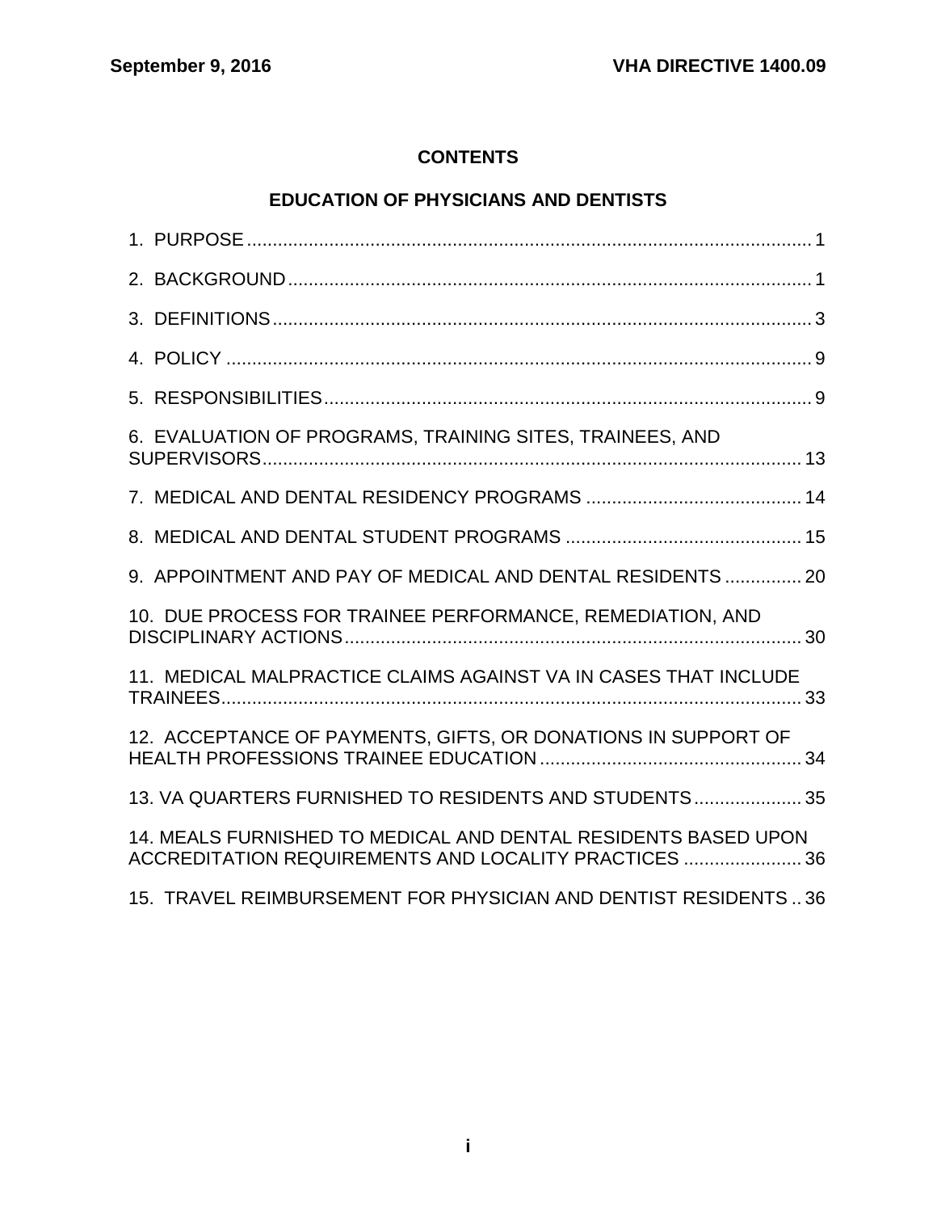# CONTENTS

## EDUCATION OF PHYSICIANS AND DENTISTS

1. PURPOSE ..... 1
2. BACKGROUND ..... 1
3. DEFINITIONS ..... 3
4. POLICY ..... 9
5. RESPONSIBILITIES ..... 9
6. EVALUATION OF PROGRAMS, TRAINING SITES, TRAINEES, AND SUPERVISORS ..... 13
7. MEDICAL AND DENTAL RESIDENCY PROGRAMS ..... 14
8. MEDICAL AND DENTAL STUDENT PROGRAMS ..... 15
9. APPOINTMENT AND PAY OF MEDICAL AND DENTAL RESIDENTS ..... 20
10. DUE PROCESS FOR TRAINEE PERFORMANCE, REMEDIATION, AND DISCIPLINARY ACTIONS ..... 30
11. MEDICAL MALPRACTICE CLAIMS AGAINST VA IN CASES THAT INCLUDE TRAINEES ..... 33
12. ACCEPTANCE OF PAYMENTS, GIFTS, OR DONATIONS IN SUPPORT OF HEALTH PROFESSIONS TRAINEE EDUCATION ..... 34
13. VA QUARTERS FURNISHED TO RESIDENTS AND STUDENTS ..... 35
14. MEALS FURNISHED TO MEDICAL AND DENTAL RESIDENTS BASED UPON ACCREDITATION REQUIREMENTS AND LOCALITY PRACTICES ..... 36
15. TRAVEL REIMBURSEMENT FOR PHYSICIAN AND DENTIST RESIDENTS ..... 36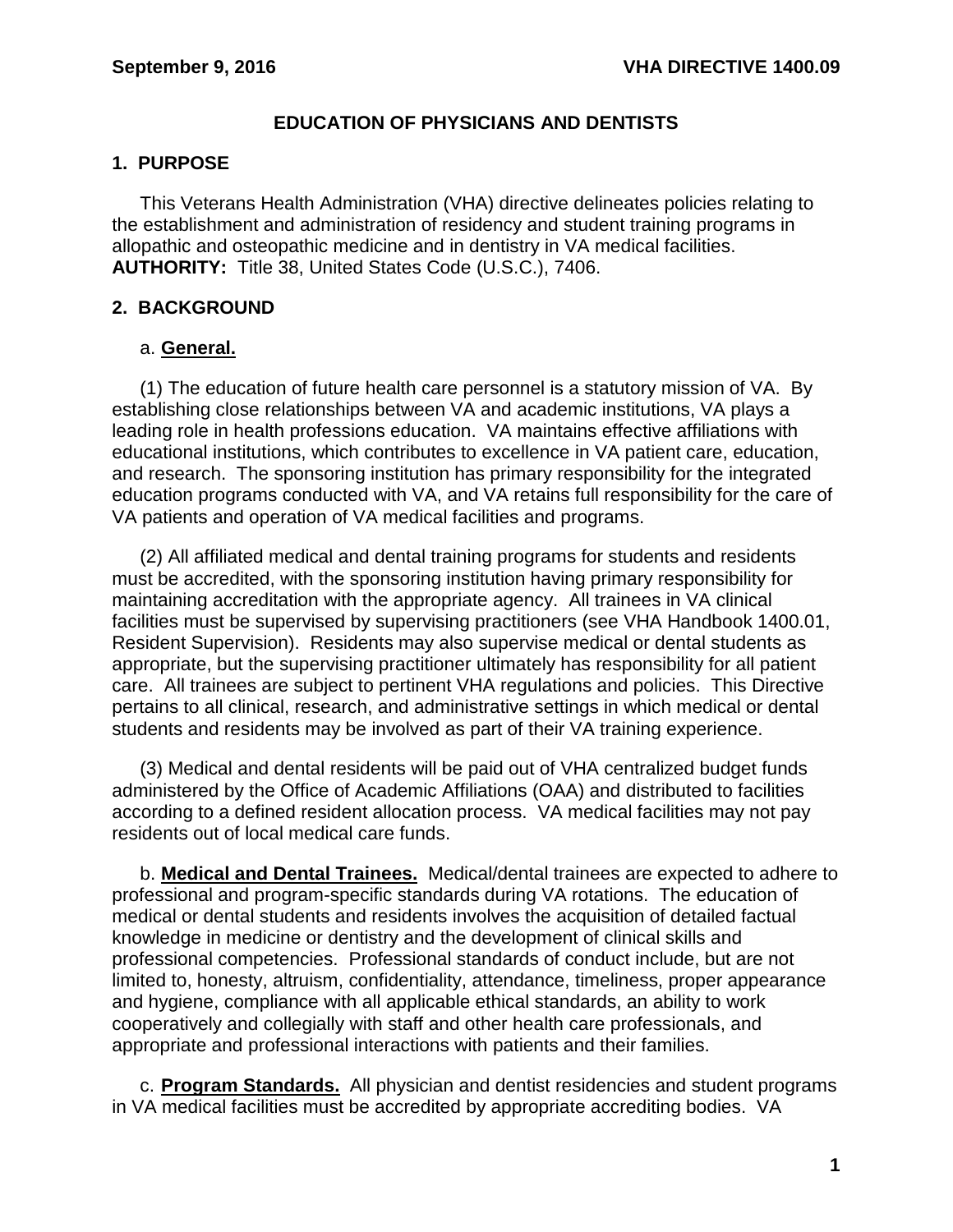# EDUCATION OF PHYSICIANS AND DENTISTS

## 1. PURPOSE

This Veterans Health Administration (VHA) directive delineates policies relating to the establishment and administration of residency and student training programs in allopathic and osteopathic medicine and in dentistry in VA medical facilities. **AUTHORITY:** Title 38, United States Code (U.S.C.), 7406.

## 2. BACKGROUND

a. **General.**

(1) The education of future health care personnel is a statutory mission of VA. By establishing close relationships between VA and academic institutions, VA plays a leading role in health professions education. VA maintains effective affiliations with educational institutions, which contributes to excellence in VA patient care, education, and research. The sponsoring institution has primary responsibility for the integrated education programs conducted with VA, and VA retains full responsibility for the care of VA patients and operation of VA medical facilities and programs.

(2) All affiliated medical and dental training programs for students and residents must be accredited, with the sponsoring institution having primary responsibility for maintaining accreditation with the appropriate agency. All trainees in VA clinical facilities must be supervised by supervising practitioners (see VHA Handbook 1400.01, Resident Supervision). Residents may also supervise medical or dental students as appropriate, but the supervising practitioner ultimately has responsibility for all patient care. All trainees are subject to pertinent VHA regulations and policies. This Directive pertains to all clinical, research, and administrative settings in which medical or dental students and residents may be involved as part of their VA training experience.

(3) Medical and dental residents will be paid out of VHA centralized budget funds administered by the Office of Academic Affiliations (OAA) and distributed to facilities according to a defined resident allocation process. VA medical facilities may not pay residents out of local medical care funds.

b. **Medical and Dental Trainees.** Medical/dental trainees are expected to adhere to professional and program-specific standards during VA rotations. The education of medical or dental students and residents involves the acquisition of detailed factual knowledge in medicine or dentistry and the development of clinical skills and professional competencies. Professional standards of conduct include, but are not limited to, honesty, altruism, confidentiality, attendance, timeliness, proper appearance and hygiene, compliance with all applicable ethical standards, an ability to work cooperatively and collegially with staff and other health care professionals, and appropriate and professional interactions with patients and their families.

c. **Program Standards.** All physician and dentist residencies and student programs in VA medical facilities must be accredited by appropriate accrediting bodies. VA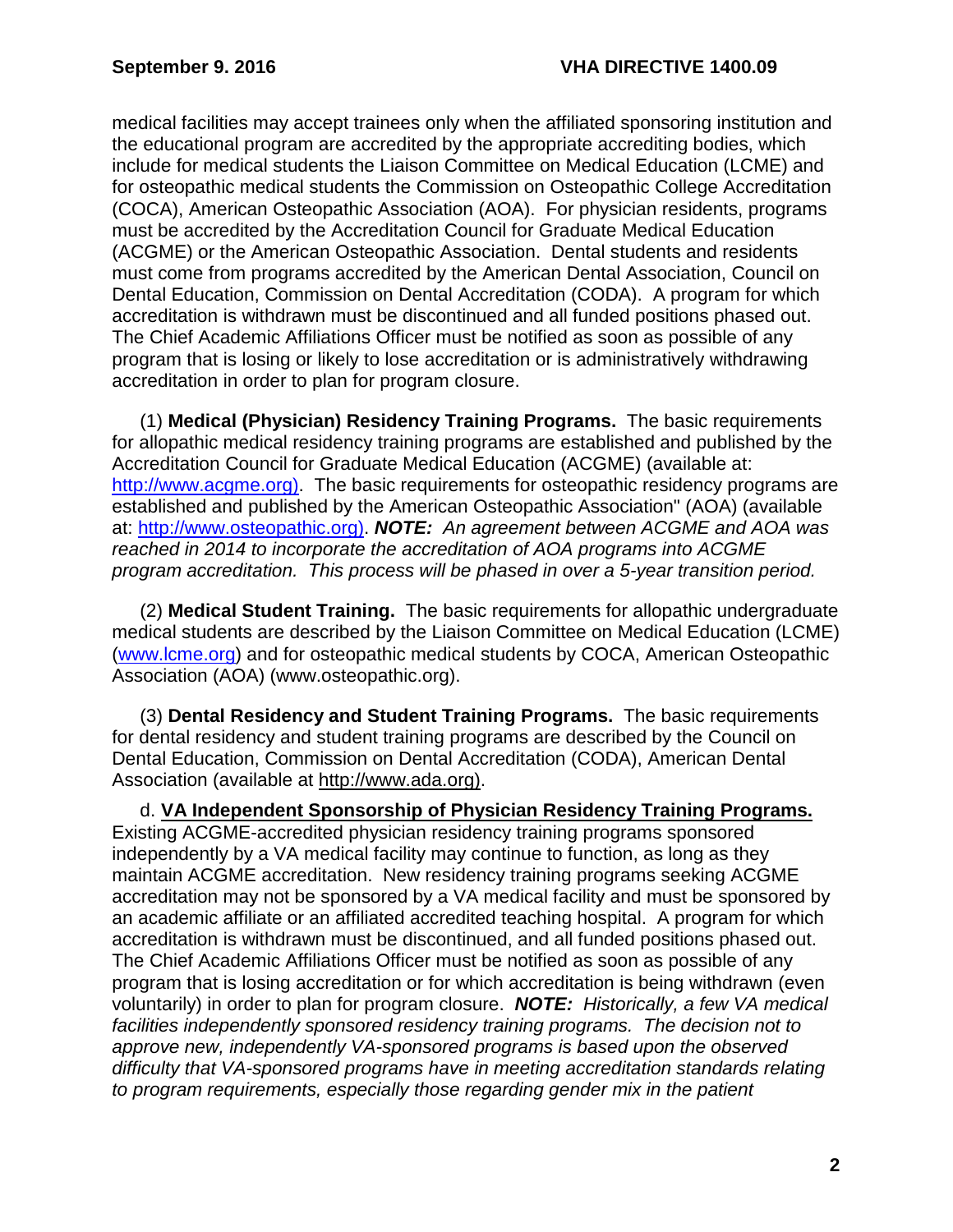medical facilities may accept trainees only when the affiliated sponsoring institution and the educational program are accredited by the appropriate accrediting bodies, which include for medical students the Liaison Committee on Medical Education (LCME) and for osteopathic medical students the Commission on Osteopathic College Accreditation (COCA), American Osteopathic Association (AOA). For physician residents, programs must be accredited by the Accreditation Council for Graduate Medical Education (ACGME) or the American Osteopathic Association. Dental students and residents must come from programs accredited by the American Dental Association, Council on Dental Education, Commission on Dental Accreditation (CODA). A program for which accreditation is withdrawn must be discontinued and all funded positions phased out. The Chief Academic Affiliations Officer must be notified as soon as possible of any program that is losing or likely to lose accreditation or is administratively withdrawing accreditation in order to plan for program closure.

(1) **Medical (Physician) Residency Training Programs.** The basic requirements for allopathic medical residency training programs are established and published by the Accreditation Council for Graduate Medical Education (ACGME) (available at: [http://www.acgme.org)](http://www.acgme.org). The basic requirements for osteopathic residency programs are established and published by the American Osteopathic Association" (AOA) (available at: [http://www.osteopathic.org)](http://www.osteopathic.org). ***NOTE:*** *An agreement between ACGME and AOA was reached in 2014 to incorporate the accreditation of AOA programs into ACGME program accreditation. This process will be phased in over a 5-year transition period.*

(2) **Medical Student Training.** The basic requirements for allopathic undergraduate medical students are described by the Liaison Committee on Medical Education (LCME) ([www.lcme.org](http://www.lcme.org)) and for osteopathic medical students by COCA, American Osteopathic Association (AOA) (www.osteopathic.org).

(3) **Dental Residency and Student Training Programs.** The basic requirements for dental residency and student training programs are described by the Council on Dental Education, Commission on Dental Accreditation (CODA), American Dental Association (available at http://www.ada.org).

d. **VA Independent Sponsorship of Physician Residency Training Programs.** Existing ACGME-accredited physician residency training programs sponsored independently by a VA medical facility may continue to function, as long as they maintain ACGME accreditation. New residency training programs seeking ACGME accreditation may not be sponsored by a VA medical facility and must be sponsored by an academic affiliate or an affiliated accredited teaching hospital. A program for which accreditation is withdrawn must be discontinued, and all funded positions phased out. The Chief Academic Affiliations Officer must be notified as soon as possible of any program that is losing accreditation or for which accreditation is being withdrawn (even voluntarily) in order to plan for program closure. ***NOTE:*** *Historically, a few VA medical facilities independently sponsored residency training programs. The decision not to approve new, independently VA-sponsored programs is based upon the observed difficulty that VA-sponsored programs have in meeting accreditation standards relating to program requirements, especially those regarding gender mix in the patient*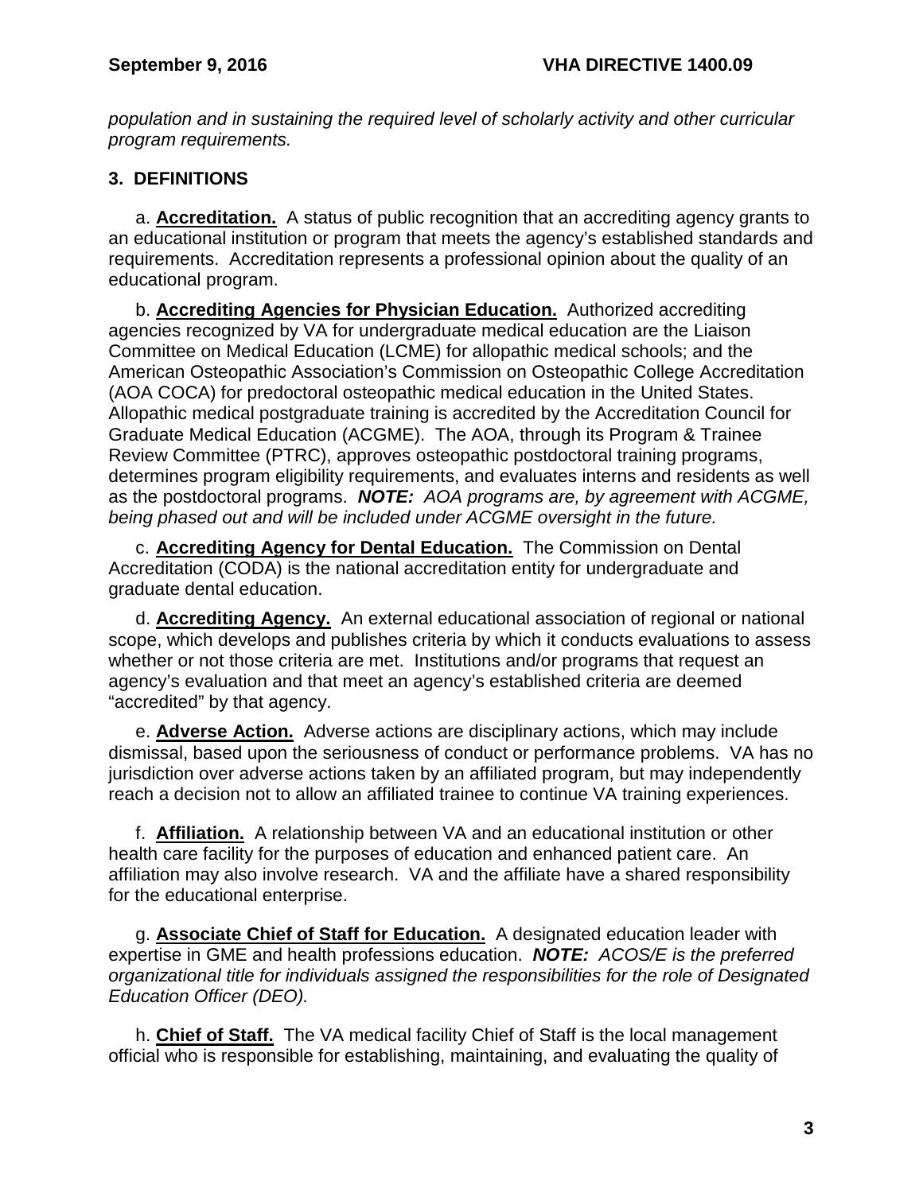*population and in sustaining the required level of scholarly activity and other curricular program requirements.*

## 3. DEFINITIONS

a. **Accreditation.** A status of public recognition that an accrediting agency grants to an educational institution or program that meets the agency's established standards and requirements. Accreditation represents a professional opinion about the quality of an educational program.

b. **Accrediting Agencies for Physician Education.** Authorized accrediting agencies recognized by VA for undergraduate medical education are the Liaison Committee on Medical Education (LCME) for allopathic medical schools; and the American Osteopathic Association's Commission on Osteopathic College Accreditation (AOA COCA) for predoctoral osteopathic medical education in the United States. Allopathic medical postgraduate training is accredited by the Accreditation Council for Graduate Medical Education (ACGME). The AOA, through its Program & Trainee Review Committee (PTRC), approves osteopathic postdoctoral training programs, determines program eligibility requirements, and evaluates interns and residents as well as the postdoctoral programs. ***NOTE:*** *AOA programs are, by agreement with ACGME, being phased out and will be included under ACGME oversight in the future.*

c. **Accrediting Agency for Dental Education.** The Commission on Dental Accreditation (CODA) is the national accreditation entity for undergraduate and graduate dental education.

d. **Accrediting Agency.** An external educational association of regional or national scope, which develops and publishes criteria by which it conducts evaluations to assess whether or not those criteria are met. Institutions and/or programs that request an agency's evaluation and that meet an agency's established criteria are deemed "accredited" by that agency.

e. **Adverse Action.** Adverse actions are disciplinary actions, which may include dismissal, based upon the seriousness of conduct or performance problems. VA has no jurisdiction over adverse actions taken by an affiliated program, but may independently reach a decision not to allow an affiliated trainee to continue VA training experiences.

f. **Affiliation.** A relationship between VA and an educational institution or other health care facility for the purposes of education and enhanced patient care. An affiliation may also involve research. VA and the affiliate have a shared responsibility for the educational enterprise.

g. **Associate Chief of Staff for Education.** A designated education leader with expertise in GME and health professions education. ***NOTE:*** *ACOS/E is the preferred organizational title for individuals assigned the responsibilities for the role of Designated Education Officer (DEO).*

h. **Chief of Staff.** The VA medical facility Chief of Staff is the local management official who is responsible for establishing, maintaining, and evaluating the quality of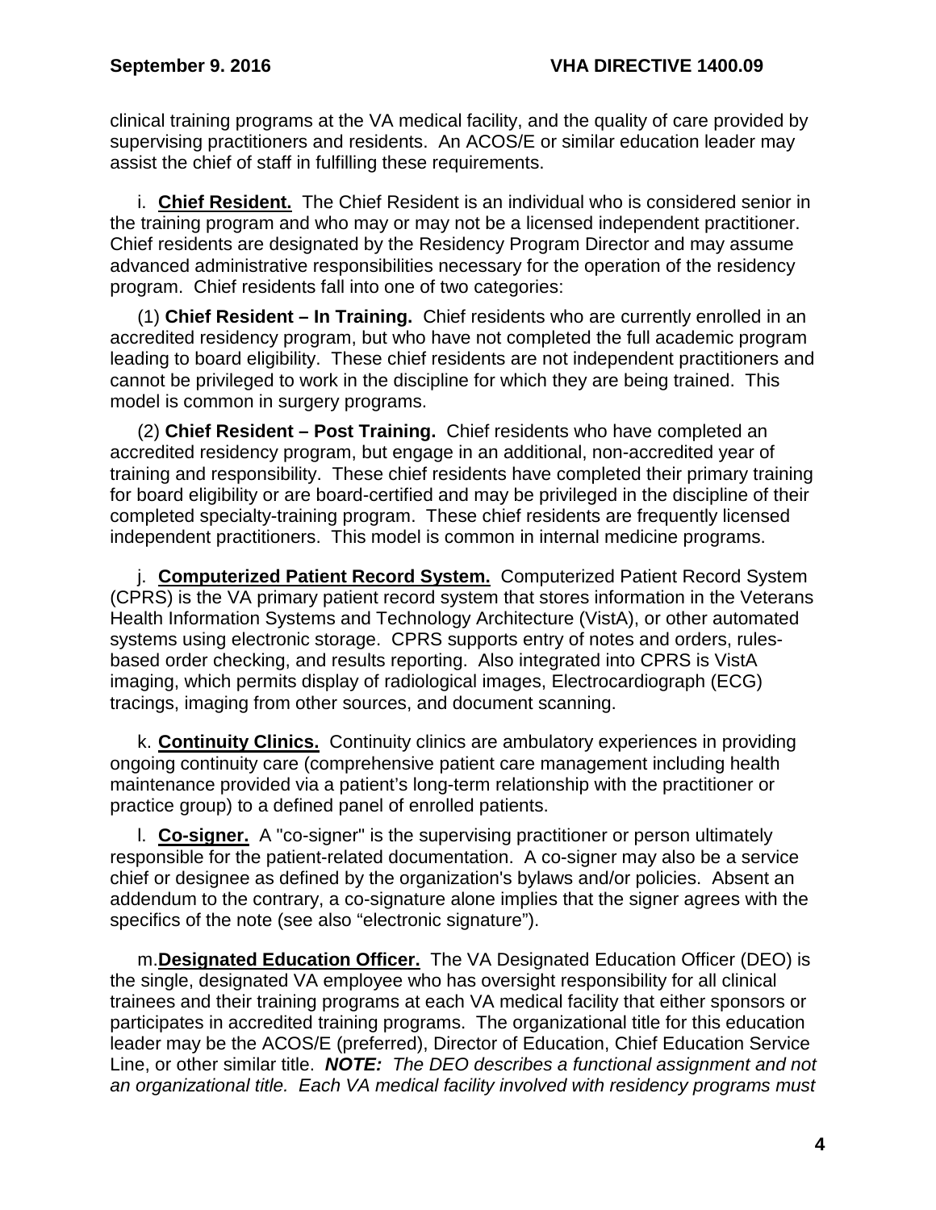clinical training programs at the VA medical facility, and the quality of care provided by supervising practitioners and residents. An ACOS/E or similar education leader may assist the chief of staff in fulfilling these requirements.

i. **Chief Resident.** The Chief Resident is an individual who is considered senior in the training program and who may or may not be a licensed independent practitioner. Chief residents are designated by the Residency Program Director and may assume advanced administrative responsibilities necessary for the operation of the residency program. Chief residents fall into one of two categories:

(1) **Chief Resident – In Training.** Chief residents who are currently enrolled in an accredited residency program, but who have not completed the full academic program leading to board eligibility. These chief residents are not independent practitioners and cannot be privileged to work in the discipline for which they are being trained. This model is common in surgery programs.

(2) **Chief Resident – Post Training.** Chief residents who have completed an accredited residency program, but engage in an additional, non-accredited year of training and responsibility. These chief residents have completed their primary training for board eligibility or are board-certified and may be privileged in the discipline of their completed specialty-training program. These chief residents are frequently licensed independent practitioners. This model is common in internal medicine programs.

j. **Computerized Patient Record System.** Computerized Patient Record System (CPRS) is the VA primary patient record system that stores information in the Veterans Health Information Systems and Technology Architecture (VistA), or other automated systems using electronic storage. CPRS supports entry of notes and orders, rules-based order checking, and results reporting. Also integrated into CPRS is VistA imaging, which permits display of radiological images, Electrocardiograph (ECG) tracings, imaging from other sources, and document scanning.

k. **Continuity Clinics.** Continuity clinics are ambulatory experiences in providing ongoing continuity care (comprehensive patient care management including health maintenance provided via a patient's long-term relationship with the practitioner or practice group) to a defined panel of enrolled patients.

l. **Co-signer.** A "co-signer" is the supervising practitioner or person ultimately responsible for the patient-related documentation. A co-signer may also be a service chief or designee as defined by the organization's bylaws and/or policies. Absent an addendum to the contrary, a co-signature alone implies that the signer agrees with the specifics of the note (see also "electronic signature").

m. **Designated Education Officer.** The VA Designated Education Officer (DEO) is the single, designated VA employee who has oversight responsibility for all clinical trainees and their training programs at each VA medical facility that either sponsors or participates in accredited training programs. The organizational title for this education leader may be the ACOS/E (preferred), Director of Education, Chief Education Service Line, or other similar title. ***NOTE:*** *The DEO describes a functional assignment and not an organizational title. Each VA medical facility involved with residency programs must*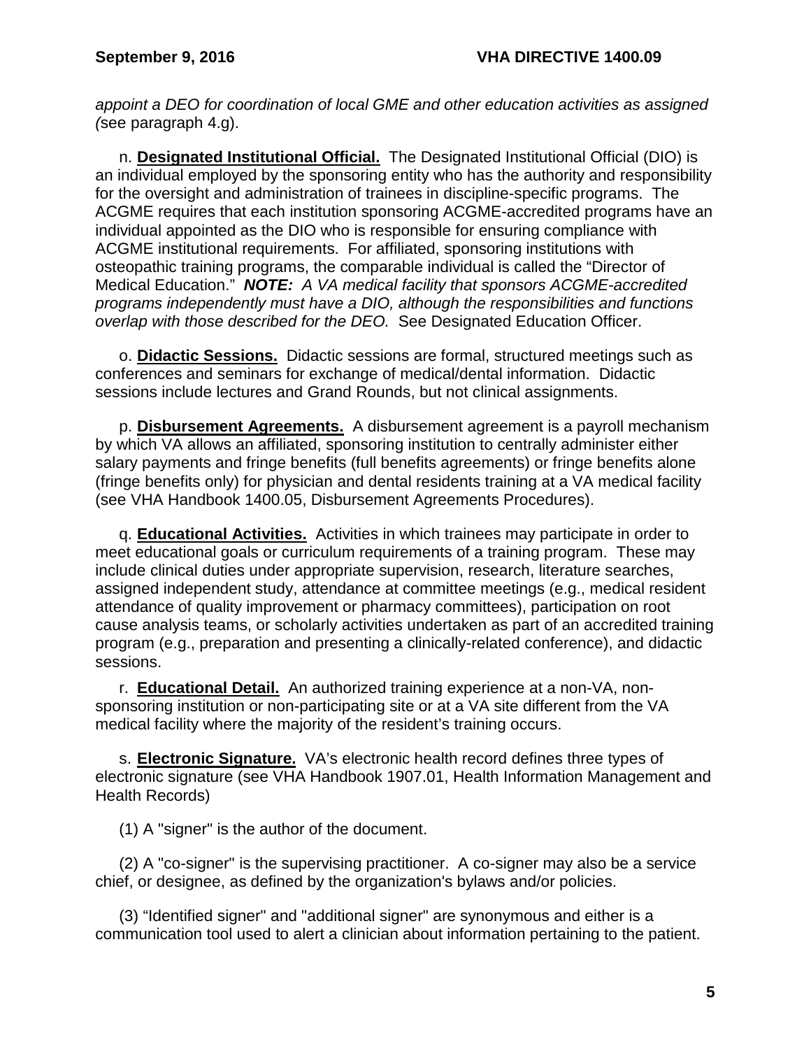*appoint a DEO for coordination of local GME and other education activities as assigned (*see paragraph 4.g).

n. **Designated Institutional Official.** The Designated Institutional Official (DIO) is an individual employed by the sponsoring entity who has the authority and responsibility for the oversight and administration of trainees in discipline-specific programs. The ACGME requires that each institution sponsoring ACGME-accredited programs have an individual appointed as the DIO who is responsible for ensuring compliance with ACGME institutional requirements. For affiliated, sponsoring institutions with osteopathic training programs, the comparable individual is called the "Director of Medical Education." ***NOTE:*** *A VA medical facility that sponsors ACGME-accredited programs independently must have a DIO, although the responsibilities and functions overlap with those described for the DEO.* See Designated Education Officer.

o. **Didactic Sessions.** Didactic sessions are formal, structured meetings such as conferences and seminars for exchange of medical/dental information. Didactic sessions include lectures and Grand Rounds, but not clinical assignments.

p. **Disbursement Agreements.** A disbursement agreement is a payroll mechanism by which VA allows an affiliated, sponsoring institution to centrally administer either salary payments and fringe benefits (full benefits agreements) or fringe benefits alone (fringe benefits only) for physician and dental residents training at a VA medical facility (see VHA Handbook 1400.05, Disbursement Agreements Procedures).

q. **Educational Activities.** Activities in which trainees may participate in order to meet educational goals or curriculum requirements of a training program. These may include clinical duties under appropriate supervision, research, literature searches, assigned independent study, attendance at committee meetings (e.g., medical resident attendance of quality improvement or pharmacy committees), participation on root cause analysis teams, or scholarly activities undertaken as part of an accredited training program (e.g., preparation and presenting a clinically-related conference), and didactic sessions.

r. **Educational Detail.** An authorized training experience at a non-VA, non-sponsoring institution or non-participating site or at a VA site different from the VA medical facility where the majority of the resident's training occurs.

s. **Electronic Signature.** VA's electronic health record defines three types of electronic signature (see VHA Handbook 1907.01, Health Information Management and Health Records)

(1) A "signer" is the author of the document.

(2) A "co-signer" is the supervising practitioner. A co-signer may also be a service chief, or designee, as defined by the organization's bylaws and/or policies.

(3) "Identified signer" and "additional signer" are synonymous and either is a communication tool used to alert a clinician about information pertaining to the patient.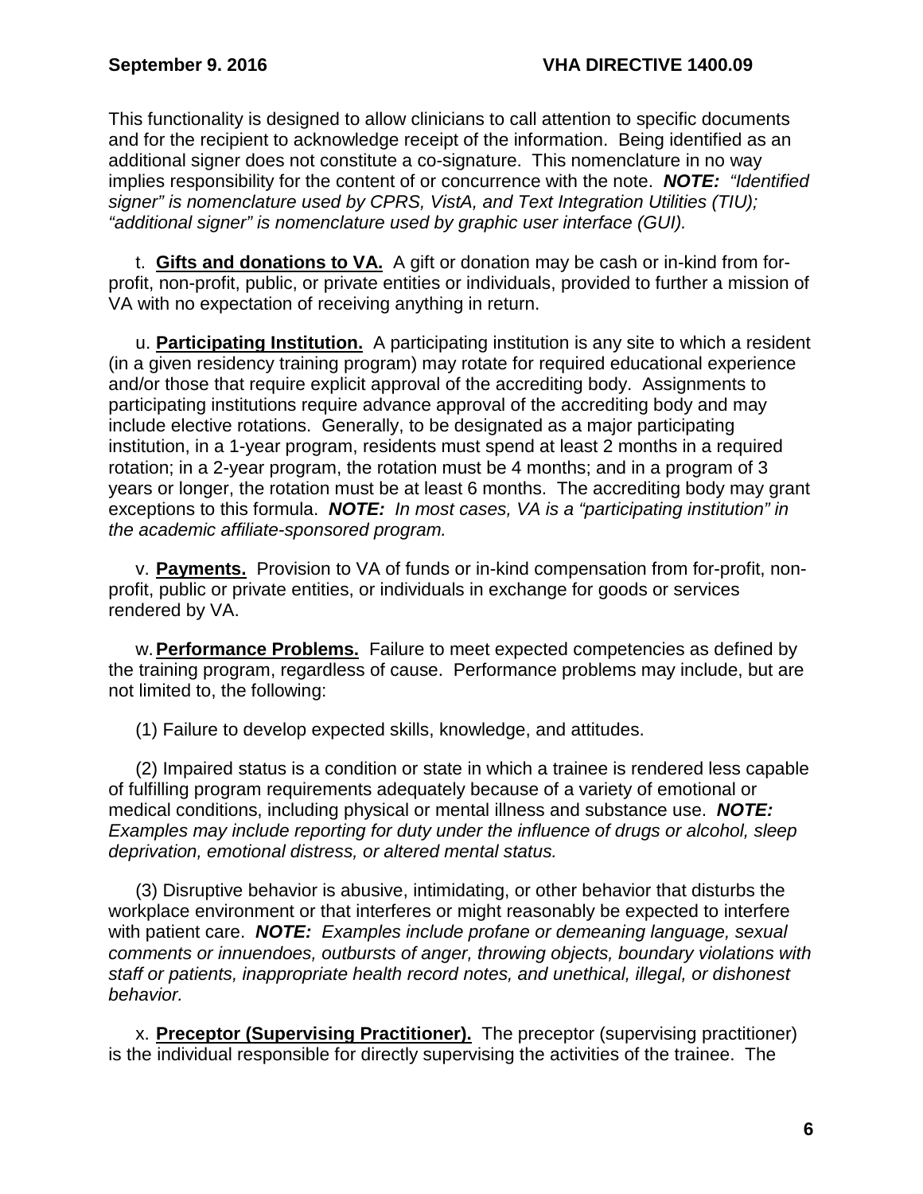This functionality is designed to allow clinicians to call attention to specific documents and for the recipient to acknowledge receipt of the information. Being identified as an additional signer does not constitute a co-signature. This nomenclature in no way implies responsibility for the content of or concurrence with the note. ***NOTE:*** *"Identified signer" is nomenclature used by CPRS, VistA, and Text Integration Utilities (TIU); "additional signer" is nomenclature used by graphic user interface (GUI).*

t. **Gifts and donations to VA.** A gift or donation may be cash or in-kind from for-profit, non-profit, public, or private entities or individuals, provided to further a mission of VA with no expectation of receiving anything in return.

u. **Participating Institution.** A participating institution is any site to which a resident (in a given residency training program) may rotate for required educational experience and/or those that require explicit approval of the accrediting body. Assignments to participating institutions require advance approval of the accrediting body and may include elective rotations. Generally, to be designated as a major participating institution, in a 1-year program, residents must spend at least 2 months in a required rotation; in a 2-year program, the rotation must be 4 months; and in a program of 3 years or longer, the rotation must be at least 6 months. The accrediting body may grant exceptions to this formula. ***NOTE:*** *In most cases, VA is a "participating institution" in the academic affiliate-sponsored program.*

v. **Payments.** Provision to VA of funds or in-kind compensation from for-profit, non-profit, public or private entities, or individuals in exchange for goods or services rendered by VA.

w. **Performance Problems.** Failure to meet expected competencies as defined by the training program, regardless of cause. Performance problems may include, but are not limited to, the following:

(1) Failure to develop expected skills, knowledge, and attitudes.

(2) Impaired status is a condition or state in which a trainee is rendered less capable of fulfilling program requirements adequately because of a variety of emotional or medical conditions, including physical or mental illness and substance use. ***NOTE:*** *Examples may include reporting for duty under the influence of drugs or alcohol, sleep deprivation, emotional distress, or altered mental status.*

(3) Disruptive behavior is abusive, intimidating, or other behavior that disturbs the workplace environment or that interferes or might reasonably be expected to interfere with patient care. ***NOTE:*** *Examples include profane or demeaning language, sexual comments or innuendoes, outbursts of anger, throwing objects, boundary violations with staff or patients, inappropriate health record notes, and unethical, illegal, or dishonest behavior.*

x. **Preceptor (Supervising Practitioner).** The preceptor (supervising practitioner) is the individual responsible for directly supervising the activities of the trainee. The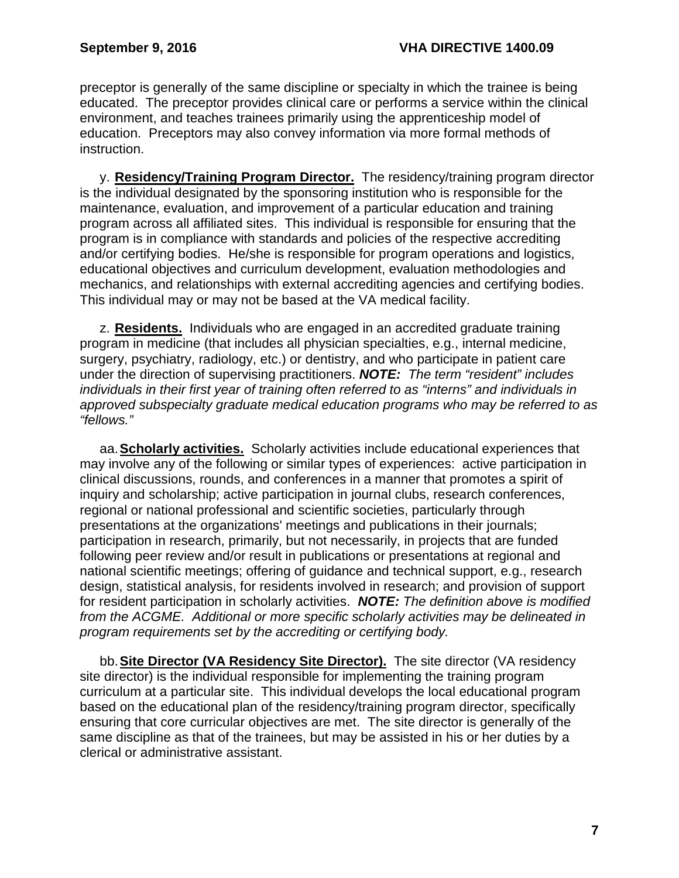preceptor is generally of the same discipline or specialty in which the trainee is being educated. The preceptor provides clinical care or performs a service within the clinical environment, and teaches trainees primarily using the apprenticeship model of education. Preceptors may also convey information via more formal methods of instruction.

y. **Residency/Training Program Director.** The residency/training program director is the individual designated by the sponsoring institution who is responsible for the maintenance, evaluation, and improvement of a particular education and training program across all affiliated sites. This individual is responsible for ensuring that the program is in compliance with standards and policies of the respective accrediting and/or certifying bodies. He/she is responsible for program operations and logistics, educational objectives and curriculum development, evaluation methodologies and mechanics, and relationships with external accrediting agencies and certifying bodies. This individual may or may not be based at the VA medical facility.

z. **Residents.** Individuals who are engaged in an accredited graduate training program in medicine (that includes all physician specialties, e.g., internal medicine, surgery, psychiatry, radiology, etc.) or dentistry, and who participate in patient care under the direction of supervising practitioners. ***NOTE:*** *The term "resident" includes individuals in their first year of training often referred to as "interns" and individuals in approved subspecialty graduate medical education programs who may be referred to as "fellows."*

aa. **Scholarly activities.** Scholarly activities include educational experiences that may involve any of the following or similar types of experiences: active participation in clinical discussions, rounds, and conferences in a manner that promotes a spirit of inquiry and scholarship; active participation in journal clubs, research conferences, regional or national professional and scientific societies, particularly through presentations at the organizations' meetings and publications in their journals; participation in research, primarily, but not necessarily, in projects that are funded following peer review and/or result in publications or presentations at regional and national scientific meetings; offering of guidance and technical support, e.g., research design, statistical analysis, for residents involved in research; and provision of support for resident participation in scholarly activities. ***NOTE:*** *The definition above is modified from the ACGME. Additional or more specific scholarly activities may be delineated in program requirements set by the accrediting or certifying body.*

bb. **Site Director (VA Residency Site Director).** The site director (VA residency site director) is the individual responsible for implementing the training program curriculum at a particular site. This individual develops the local educational program based on the educational plan of the residency/training program director, specifically ensuring that core curricular objectives are met. The site director is generally of the same discipline as that of the trainees, but may be assisted in his or her duties by a clerical or administrative assistant.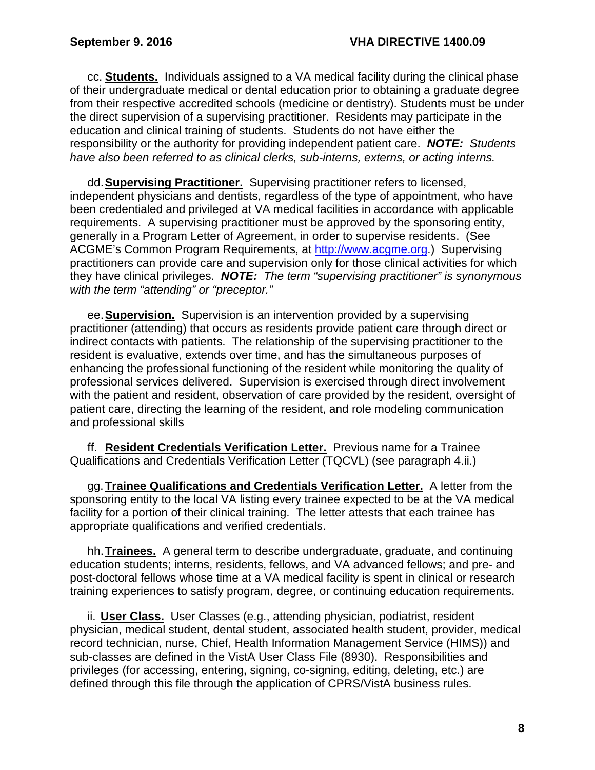cc. **Students.** Individuals assigned to a VA medical facility during the clinical phase of their undergraduate medical or dental education prior to obtaining a graduate degree from their respective accredited schools (medicine or dentistry). Students must be under the direct supervision of a supervising practitioner. Residents may participate in the education and clinical training of students. Students do not have either the responsibility or the authority for providing independent patient care. ***NOTE:*** *Students have also been referred to as clinical clerks, sub-interns, externs, or acting interns.*

dd. **Supervising Practitioner.** Supervising practitioner refers to licensed, independent physicians and dentists, regardless of the type of appointment, who have been credentialed and privileged at VA medical facilities in accordance with applicable requirements. A supervising practitioner must be approved by the sponsoring entity, generally in a Program Letter of Agreement, in order to supervise residents. (See ACGME's Common Program Requirements, at http://www.acgme.org.) Supervising practitioners can provide care and supervision only for those clinical activities for which they have clinical privileges. ***NOTE:*** *The term "supervising practitioner" is synonymous with the term "attending" or "preceptor."*

ee. **Supervision.** Supervision is an intervention provided by a supervising practitioner (attending) that occurs as residents provide patient care through direct or indirect contacts with patients. The relationship of the supervising practitioner to the resident is evaluative, extends over time, and has the simultaneous purposes of enhancing the professional functioning of the resident while monitoring the quality of professional services delivered. Supervision is exercised through direct involvement with the patient and resident, observation of care provided by the resident, oversight of patient care, directing the learning of the resident, and role modeling communication and professional skills

ff. **Resident Credentials Verification Letter.** Previous name for a Trainee Qualifications and Credentials Verification Letter (TQCVL) (see paragraph 4.ii.)

gg. **Trainee Qualifications and Credentials Verification Letter.** A letter from the sponsoring entity to the local VA listing every trainee expected to be at the VA medical facility for a portion of their clinical training. The letter attests that each trainee has appropriate qualifications and verified credentials.

hh. **Trainees.** A general term to describe undergraduate, graduate, and continuing education students; interns, residents, fellows, and VA advanced fellows; and pre- and post-doctoral fellows whose time at a VA medical facility is spent in clinical or research training experiences to satisfy program, degree, or continuing education requirements.

ii. **User Class.** User Classes (e.g., attending physician, podiatrist, resident physician, medical student, dental student, associated health student, provider, medical record technician, nurse, Chief, Health Information Management Service (HIMS)) and sub-classes are defined in the VistA User Class File (8930). Responsibilities and privileges (for accessing, entering, signing, co-signing, editing, deleting, etc.) are defined through this file through the application of CPRS/VistA business rules.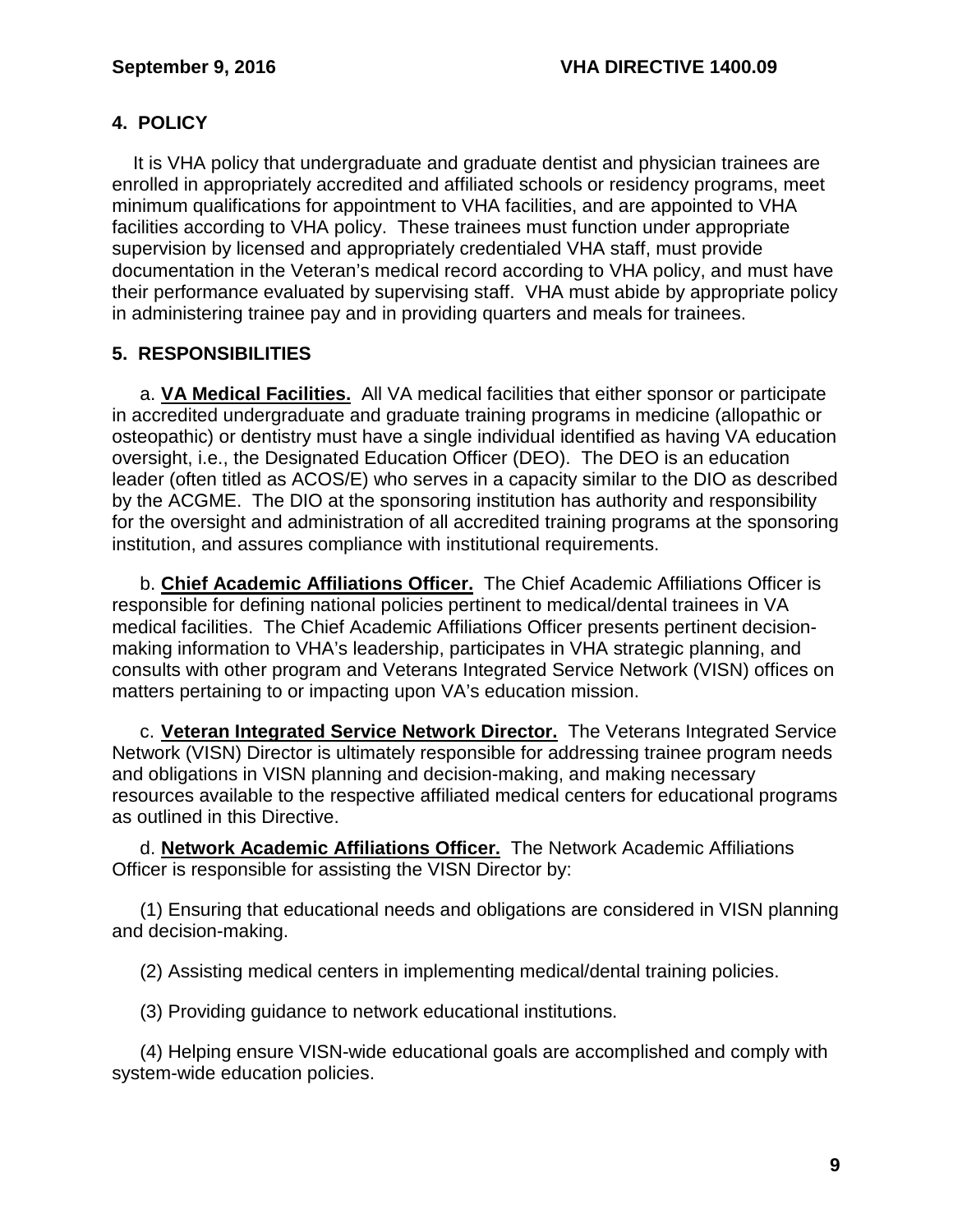## 4. POLICY

It is VHA policy that undergraduate and graduate dentist and physician trainees are enrolled in appropriately accredited and affiliated schools or residency programs, meet minimum qualifications for appointment to VHA facilities, and are appointed to VHA facilities according to VHA policy. These trainees must function under appropriate supervision by licensed and appropriately credentialed VHA staff, must provide documentation in the Veteran's medical record according to VHA policy, and must have their performance evaluated by supervising staff. VHA must abide by appropriate policy in administering trainee pay and in providing quarters and meals for trainees.

## 5. RESPONSIBILITIES

a. **VA Medical Facilities.** All VA medical facilities that either sponsor or participate in accredited undergraduate and graduate training programs in medicine (allopathic or osteopathic) or dentistry must have a single individual identified as having VA education oversight, i.e., the Designated Education Officer (DEO). The DEO is an education leader (often titled as ACOS/E) who serves in a capacity similar to the DIO as described by the ACGME. The DIO at the sponsoring institution has authority and responsibility for the oversight and administration of all accredited training programs at the sponsoring institution, and assures compliance with institutional requirements.

b. **Chief Academic Affiliations Officer.** The Chief Academic Affiliations Officer is responsible for defining national policies pertinent to medical/dental trainees in VA medical facilities. The Chief Academic Affiliations Officer presents pertinent decision-making information to VHA's leadership, participates in VHA strategic planning, and consults with other program and Veterans Integrated Service Network (VISN) offices on matters pertaining to or impacting upon VA's education mission.

c. **Veteran Integrated Service Network Director.** The Veterans Integrated Service Network (VISN) Director is ultimately responsible for addressing trainee program needs and obligations in VISN planning and decision-making, and making necessary resources available to the respective affiliated medical centers for educational programs as outlined in this Directive.

d. **Network Academic Affiliations Officer.** The Network Academic Affiliations Officer is responsible for assisting the VISN Director by:

(1) Ensuring that educational needs and obligations are considered in VISN planning and decision-making.

(2) Assisting medical centers in implementing medical/dental training policies.

(3) Providing guidance to network educational institutions.

(4) Helping ensure VISN-wide educational goals are accomplished and comply with system-wide education policies.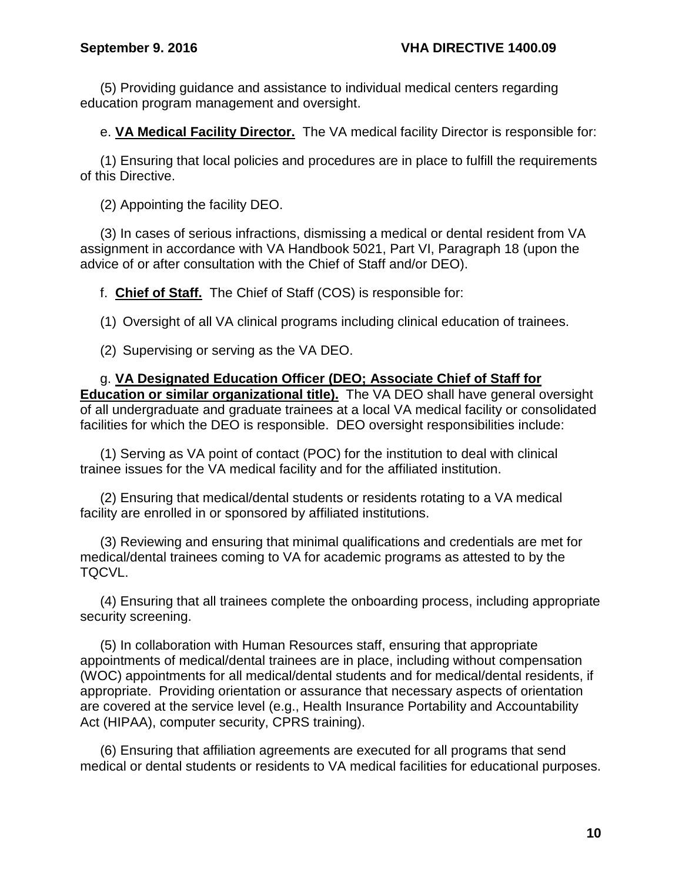(5) Providing guidance and assistance to individual medical centers regarding education program management and oversight.

e. **VA Medical Facility Director.** The VA medical facility Director is responsible for:

(1) Ensuring that local policies and procedures are in place to fulfill the requirements of this Directive.

(2) Appointing the facility DEO.

(3) In cases of serious infractions, dismissing a medical or dental resident from VA assignment in accordance with VA Handbook 5021, Part VI, Paragraph 18 (upon the advice of or after consultation with the Chief of Staff and/or DEO).

f. **Chief of Staff.** The Chief of Staff (COS) is responsible for:

(1) Oversight of all VA clinical programs including clinical education of trainees.

(2) Supervising or serving as the VA DEO.

g. **VA Designated Education Officer (DEO; Associate Chief of Staff for Education or similar organizational title).** The VA DEO shall have general oversight of all undergraduate and graduate trainees at a local VA medical facility or consolidated facilities for which the DEO is responsible. DEO oversight responsibilities include:

(1) Serving as VA point of contact (POC) for the institution to deal with clinical trainee issues for the VA medical facility and for the affiliated institution.

(2) Ensuring that medical/dental students or residents rotating to a VA medical facility are enrolled in or sponsored by affiliated institutions.

(3) Reviewing and ensuring that minimal qualifications and credentials are met for medical/dental trainees coming to VA for academic programs as attested to by the TQCVL.

(4) Ensuring that all trainees complete the onboarding process, including appropriate security screening.

(5) In collaboration with Human Resources staff, ensuring that appropriate appointments of medical/dental trainees are in place, including without compensation (WOC) appointments for all medical/dental students and for medical/dental residents, if appropriate. Providing orientation or assurance that necessary aspects of orientation are covered at the service level (e.g., Health Insurance Portability and Accountability Act (HIPAA), computer security, CPRS training).

(6) Ensuring that affiliation agreements are executed for all programs that send medical or dental students or residents to VA medical facilities for educational purposes.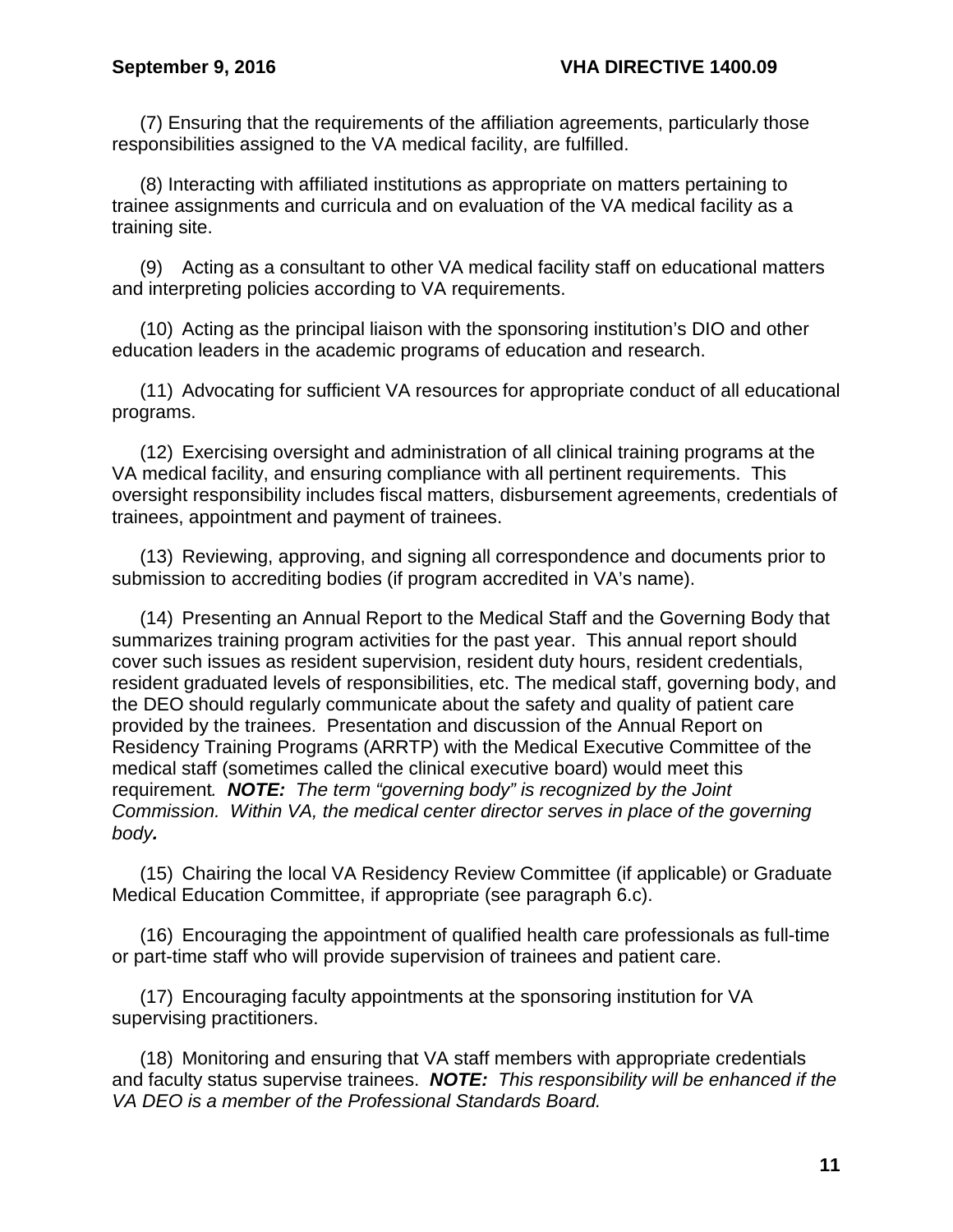(7) Ensuring that the requirements of the affiliation agreements, particularly those responsibilities assigned to the VA medical facility, are fulfilled.

(8) Interacting with affiliated institutions as appropriate on matters pertaining to trainee assignments and curricula and on evaluation of the VA medical facility as a training site.

(9) Acting as a consultant to other VA medical facility staff on educational matters and interpreting policies according to VA requirements.

(10) Acting as the principal liaison with the sponsoring institution's DIO and other education leaders in the academic programs of education and research.

(11) Advocating for sufficient VA resources for appropriate conduct of all educational programs.

(12) Exercising oversight and administration of all clinical training programs at the VA medical facility, and ensuring compliance with all pertinent requirements. This oversight responsibility includes fiscal matters, disbursement agreements, credentials of trainees, appointment and payment of trainees.

(13) Reviewing, approving, and signing all correspondence and documents prior to submission to accrediting bodies (if program accredited in VA's name).

(14) Presenting an Annual Report to the Medical Staff and the Governing Body that summarizes training program activities for the past year. This annual report should cover such issues as resident supervision, resident duty hours, resident credentials, resident graduated levels of responsibilities, etc. The medical staff, governing body, and the DEO should regularly communicate about the safety and quality of patient care provided by the trainees. Presentation and discussion of the Annual Report on Residency Training Programs (ARRTP) with the Medical Executive Committee of the medical staff (sometimes called the clinical executive board) would meet this requirement. ***NOTE:*** *The term "governing body" is recognized by the Joint Commission. Within VA, the medical center director serves in place of the governing body.*

(15) Chairing the local VA Residency Review Committee (if applicable) or Graduate Medical Education Committee, if appropriate (see paragraph 6.c).

(16) Encouraging the appointment of qualified health care professionals as full-time or part-time staff who will provide supervision of trainees and patient care.

(17) Encouraging faculty appointments at the sponsoring institution for VA supervising practitioners.

(18) Monitoring and ensuring that VA staff members with appropriate credentials and faculty status supervise trainees. ***NOTE:*** *This responsibility will be enhanced if the VA DEO is a member of the Professional Standards Board.*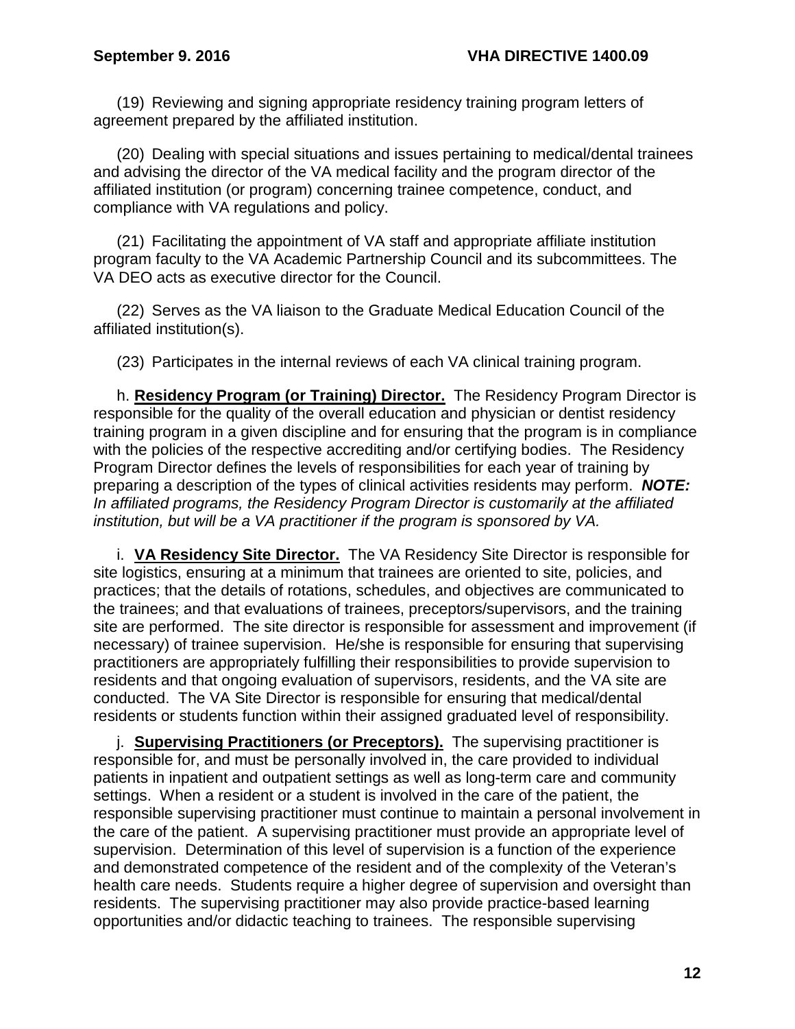(19) Reviewing and signing appropriate residency training program letters of agreement prepared by the affiliated institution.

(20) Dealing with special situations and issues pertaining to medical/dental trainees and advising the director of the VA medical facility and the program director of the affiliated institution (or program) concerning trainee competence, conduct, and compliance with VA regulations and policy.

(21) Facilitating the appointment of VA staff and appropriate affiliate institution program faculty to the VA Academic Partnership Council and its subcommittees. The VA DEO acts as executive director for the Council.

(22) Serves as the VA liaison to the Graduate Medical Education Council of the affiliated institution(s).

(23) Participates in the internal reviews of each VA clinical training program.

h. **Residency Program (or Training) Director.** The Residency Program Director is responsible for the quality of the overall education and physician or dentist residency training program in a given discipline and for ensuring that the program is in compliance with the policies of the respective accrediting and/or certifying bodies. The Residency Program Director defines the levels of responsibilities for each year of training by preparing a description of the types of clinical activities residents may perform. ***NOTE:*** *In affiliated programs, the Residency Program Director is customarily at the affiliated institution, but will be a VA practitioner if the program is sponsored by VA.*

i. **VA Residency Site Director.** The VA Residency Site Director is responsible for site logistics, ensuring at a minimum that trainees are oriented to site, policies, and practices; that the details of rotations, schedules, and objectives are communicated to the trainees; and that evaluations of trainees, preceptors/supervisors, and the training site are performed. The site director is responsible for assessment and improvement (if necessary) of trainee supervision. He/she is responsible for ensuring that supervising practitioners are appropriately fulfilling their responsibilities to provide supervision to residents and that ongoing evaluation of supervisors, residents, and the VA site are conducted. The VA Site Director is responsible for ensuring that medical/dental residents or students function within their assigned graduated level of responsibility.

j. **Supervising Practitioners (or Preceptors).** The supervising practitioner is responsible for, and must be personally involved in, the care provided to individual patients in inpatient and outpatient settings as well as long-term care and community settings. When a resident or a student is involved in the care of the patient, the responsible supervising practitioner must continue to maintain a personal involvement in the care of the patient. A supervising practitioner must provide an appropriate level of supervision. Determination of this level of supervision is a function of the experience and demonstrated competence of the resident and of the complexity of the Veteran's health care needs. Students require a higher degree of supervision and oversight than residents. The supervising practitioner may also provide practice-based learning opportunities and/or didactic teaching to trainees. The responsible supervising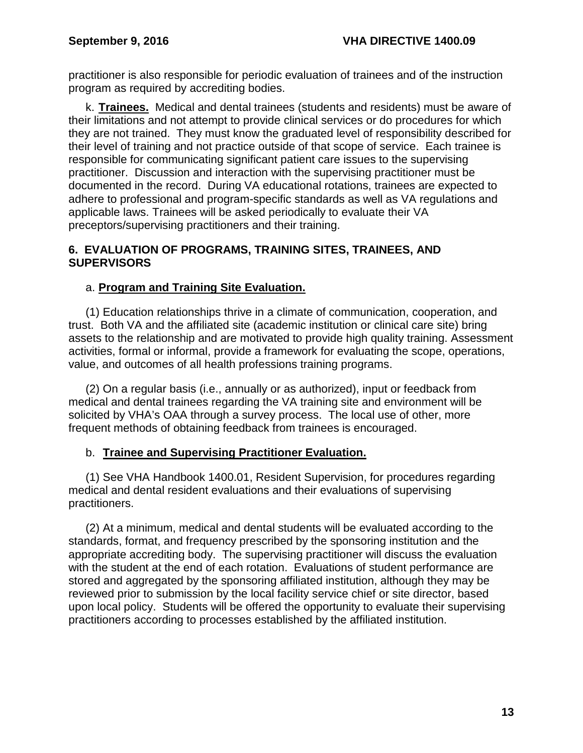practitioner is also responsible for periodic evaluation of trainees and of the instruction program as required by accrediting bodies.

k. **Trainees.** Medical and dental trainees (students and residents) must be aware of their limitations and not attempt to provide clinical services or do procedures for which they are not trained. They must know the graduated level of responsibility described for their level of training and not practice outside of that scope of service. Each trainee is responsible for communicating significant patient care issues to the supervising practitioner. Discussion and interaction with the supervising practitioner must be documented in the record. During VA educational rotations, trainees are expected to adhere to professional and program-specific standards as well as VA regulations and applicable laws. Trainees will be asked periodically to evaluate their VA preceptors/supervising practitioners and their training.

## 6. EVALUATION OF PROGRAMS, TRAINING SITES, TRAINEES, AND SUPERVISORS

a. **Program and Training Site Evaluation.**

(1) Education relationships thrive in a climate of communication, cooperation, and trust. Both VA and the affiliated site (academic institution or clinical care site) bring assets to the relationship and are motivated to provide high quality training. Assessment activities, formal or informal, provide a framework for evaluating the scope, operations, value, and outcomes of all health professions training programs.

(2) On a regular basis (i.e., annually or as authorized), input or feedback from medical and dental trainees regarding the VA training site and environment will be solicited by VHA's OAA through a survey process. The local use of other, more frequent methods of obtaining feedback from trainees is encouraged.

b. **Trainee and Supervising Practitioner Evaluation.**

(1) See VHA Handbook 1400.01, Resident Supervision, for procedures regarding medical and dental resident evaluations and their evaluations of supervising practitioners.

(2) At a minimum, medical and dental students will be evaluated according to the standards, format, and frequency prescribed by the sponsoring institution and the appropriate accrediting body. The supervising practitioner will discuss the evaluation with the student at the end of each rotation. Evaluations of student performance are stored and aggregated by the sponsoring affiliated institution, although they may be reviewed prior to submission by the local facility service chief or site director, based upon local policy. Students will be offered the opportunity to evaluate their supervising practitioners according to processes established by the affiliated institution.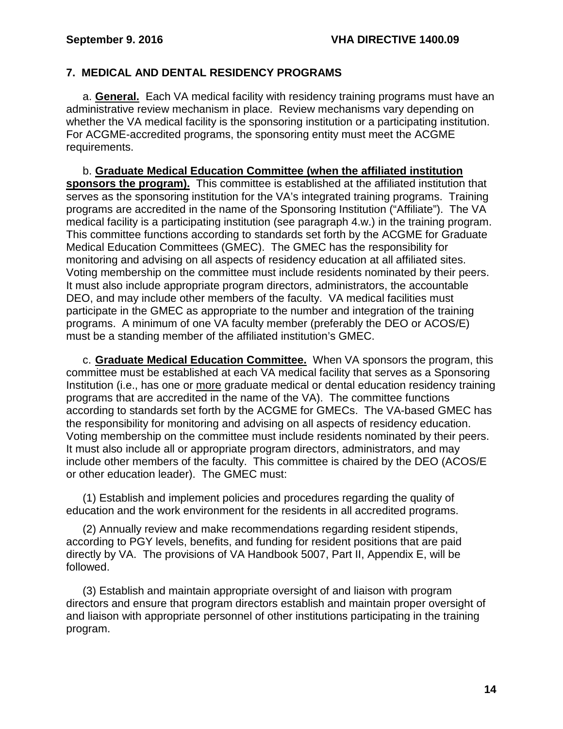## 7. MEDICAL AND DENTAL RESIDENCY PROGRAMS

a. **General.** Each VA medical facility with residency training programs must have an administrative review mechanism in place. Review mechanisms vary depending on whether the VA medical facility is the sponsoring institution or a participating institution. For ACGME-accredited programs, the sponsoring entity must meet the ACGME requirements.

b. **Graduate Medical Education Committee (when the affiliated institution sponsors the program).** This committee is established at the affiliated institution that serves as the sponsoring institution for the VA's integrated training programs. Training programs are accredited in the name of the Sponsoring Institution ("Affiliate"). The VA medical facility is a participating institution (see paragraph 4.w.) in the training program. This committee functions according to standards set forth by the ACGME for Graduate Medical Education Committees (GMEC). The GMEC has the responsibility for monitoring and advising on all aspects of residency education at all affiliated sites. Voting membership on the committee must include residents nominated by their peers. It must also include appropriate program directors, administrators, the accountable DEO, and may include other members of the faculty. VA medical facilities must participate in the GMEC as appropriate to the number and integration of the training programs. A minimum of one VA faculty member (preferably the DEO or ACOS/E) must be a standing member of the affiliated institution's GMEC.

c. **Graduate Medical Education Committee.** When VA sponsors the program, this committee must be established at each VA medical facility that serves as a Sponsoring Institution (i.e., has one or more graduate medical or dental education residency training programs that are accredited in the name of the VA). The committee functions according to standards set forth by the ACGME for GMECs. The VA-based GMEC has the responsibility for monitoring and advising on all aspects of residency education. Voting membership on the committee must include residents nominated by their peers. It must also include all or appropriate program directors, administrators, and may include other members of the faculty. This committee is chaired by the DEO (ACOS/E or other education leader). The GMEC must:

(1) Establish and implement policies and procedures regarding the quality of education and the work environment for the residents in all accredited programs.

(2) Annually review and make recommendations regarding resident stipends, according to PGY levels, benefits, and funding for resident positions that are paid directly by VA. The provisions of VA Handbook 5007, Part II, Appendix E, will be followed.

(3) Establish and maintain appropriate oversight of and liaison with program directors and ensure that program directors establish and maintain proper oversight of and liaison with appropriate personnel of other institutions participating in the training program.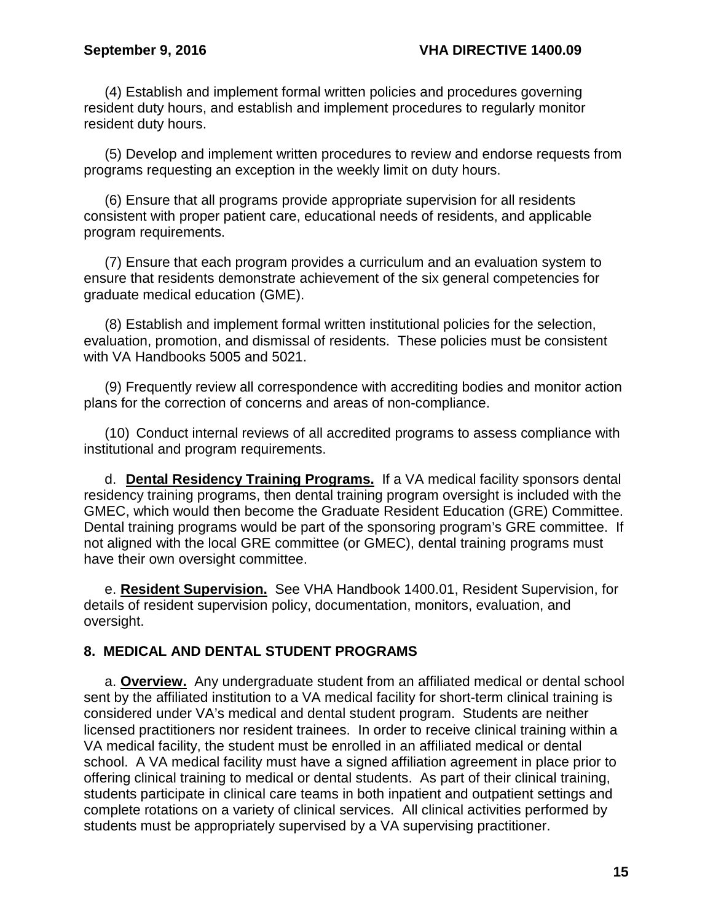(4) Establish and implement formal written policies and procedures governing resident duty hours, and establish and implement procedures to regularly monitor resident duty hours.

(5) Develop and implement written procedures to review and endorse requests from programs requesting an exception in the weekly limit on duty hours.

(6) Ensure that all programs provide appropriate supervision for all residents consistent with proper patient care, educational needs of residents, and applicable program requirements.

(7) Ensure that each program provides a curriculum and an evaluation system to ensure that residents demonstrate achievement of the six general competencies for graduate medical education (GME).

(8) Establish and implement formal written institutional policies for the selection, evaluation, promotion, and dismissal of residents. These policies must be consistent with VA Handbooks 5005 and 5021.

(9) Frequently review all correspondence with accrediting bodies and monitor action plans for the correction of concerns and areas of non-compliance.

(10) Conduct internal reviews of all accredited programs to assess compliance with institutional and program requirements.

d. **Dental Residency Training Programs.** If a VA medical facility sponsors dental residency training programs, then dental training program oversight is included with the GMEC, which would then become the Graduate Resident Education (GRE) Committee. Dental training programs would be part of the sponsoring program's GRE committee. If not aligned with the local GRE committee (or GMEC), dental training programs must have their own oversight committee.

e. **Resident Supervision.** See VHA Handbook 1400.01, Resident Supervision, for details of resident supervision policy, documentation, monitors, evaluation, and oversight.

## 8. MEDICAL AND DENTAL STUDENT PROGRAMS

a. **Overview.** Any undergraduate student from an affiliated medical or dental school sent by the affiliated institution to a VA medical facility for short-term clinical training is considered under VA's medical and dental student program. Students are neither licensed practitioners nor resident trainees. In order to receive clinical training within a VA medical facility, the student must be enrolled in an affiliated medical or dental school. A VA medical facility must have a signed affiliation agreement in place prior to offering clinical training to medical or dental students. As part of their clinical training, students participate in clinical care teams in both inpatient and outpatient settings and complete rotations on a variety of clinical services. All clinical activities performed by students must be appropriately supervised by a VA supervising practitioner.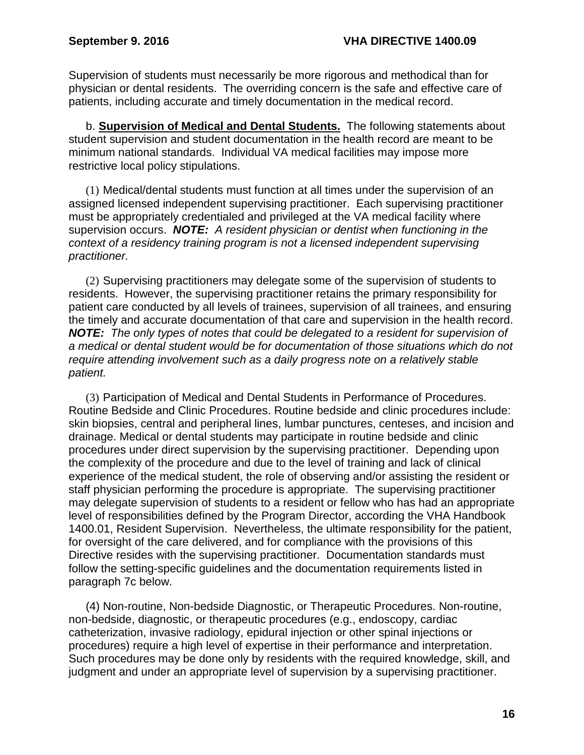Supervision of students must necessarily be more rigorous and methodical than for physician or dental residents. The overriding concern is the safe and effective care of patients, including accurate and timely documentation in the medical record.

b. **Supervision of Medical and Dental Students.** The following statements about student supervision and student documentation in the health record are meant to be minimum national standards. Individual VA medical facilities may impose more restrictive local policy stipulations.

(1) Medical/dental students must function at all times under the supervision of an assigned licensed independent supervising practitioner. Each supervising practitioner must be appropriately credentialed and privileged at the VA medical facility where supervision occurs. ***NOTE:*** *A resident physician or dentist when functioning in the context of a residency training program is not a licensed independent supervising practitioner.*

(2) Supervising practitioners may delegate some of the supervision of students to residents. However, the supervising practitioner retains the primary responsibility for patient care conducted by all levels of trainees, supervision of all trainees, and ensuring the timely and accurate documentation of that care and supervision in the health record. ***NOTE:*** *The only types of notes that could be delegated to a resident for supervision of a medical or dental student would be for documentation of those situations which do not require attending involvement such as a daily progress note on a relatively stable patient.*

(3) Participation of Medical and Dental Students in Performance of Procedures. Routine Bedside and Clinic Procedures. Routine bedside and clinic procedures include: skin biopsies, central and peripheral lines, lumbar punctures, centeses, and incision and drainage. Medical or dental students may participate in routine bedside and clinic procedures under direct supervision by the supervising practitioner. Depending upon the complexity of the procedure and due to the level of training and lack of clinical experience of the medical student, the role of observing and/or assisting the resident or staff physician performing the procedure is appropriate. The supervising practitioner may delegate supervision of students to a resident or fellow who has had an appropriate level of responsibilities defined by the Program Director, according the VHA Handbook 1400.01, Resident Supervision. Nevertheless, the ultimate responsibility for the patient, for oversight of the care delivered, and for compliance with the provisions of this Directive resides with the supervising practitioner. Documentation standards must follow the setting-specific guidelines and the documentation requirements listed in paragraph 7c below.

(4) Non-routine, Non-bedside Diagnostic, or Therapeutic Procedures. Non-routine, non-bedside, diagnostic, or therapeutic procedures (e.g., endoscopy, cardiac catheterization, invasive radiology, epidural injection or other spinal injections or procedures) require a high level of expertise in their performance and interpretation. Such procedures may be done only by residents with the required knowledge, skill, and judgment and under an appropriate level of supervision by a supervising practitioner.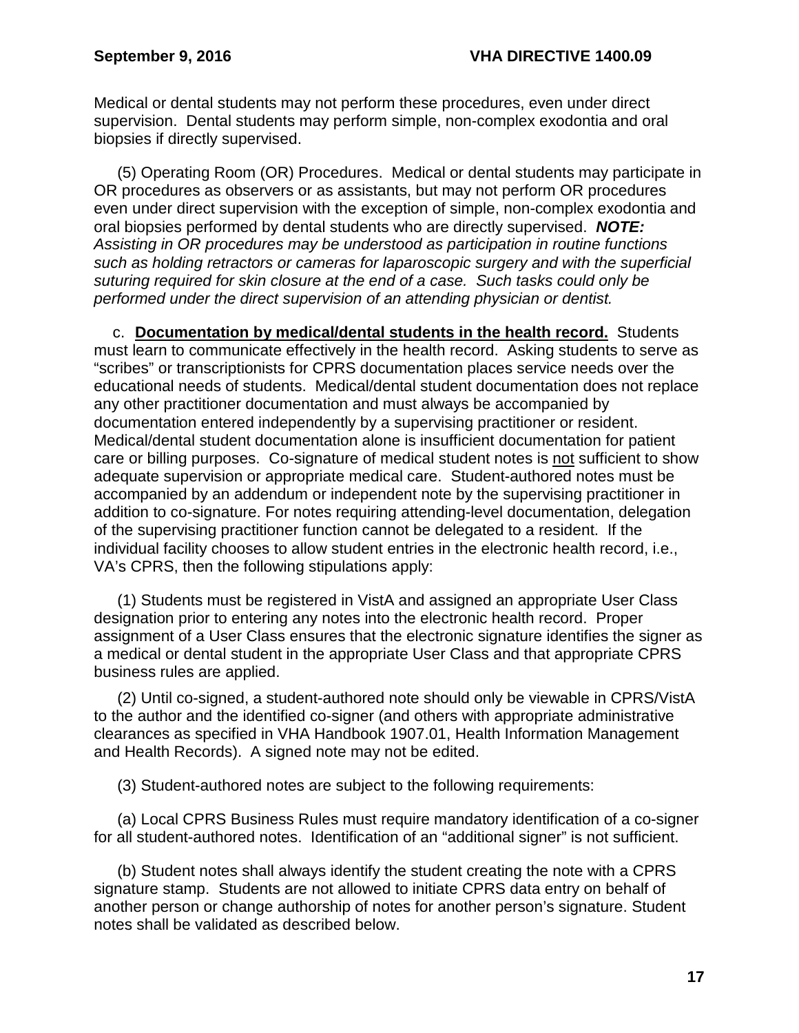Medical or dental students may not perform these procedures, even under direct supervision. Dental students may perform simple, non-complex exodontia and oral biopsies if directly supervised.

(5) Operating Room (OR) Procedures. Medical or dental students may participate in OR procedures as observers or as assistants, but may not perform OR procedures even under direct supervision with the exception of simple, non-complex exodontia and oral biopsies performed by dental students who are directly supervised. ***NOTE:*** *Assisting in OR procedures may be understood as participation in routine functions such as holding retractors or cameras for laparoscopic surgery and with the superficial suturing required for skin closure at the end of a case. Such tasks could only be performed under the direct supervision of an attending physician or dentist.*

c. **Documentation by medical/dental students in the health record.** Students must learn to communicate effectively in the health record. Asking students to serve as "scribes" or transcriptionists for CPRS documentation places service needs over the educational needs of students. Medical/dental student documentation does not replace any other practitioner documentation and must always be accompanied by documentation entered independently by a supervising practitioner or resident. Medical/dental student documentation alone is insufficient documentation for patient care or billing purposes. Co-signature of medical student notes is not sufficient to show adequate supervision or appropriate medical care. Student-authored notes must be accompanied by an addendum or independent note by the supervising practitioner in addition to co-signature. For notes requiring attending-level documentation, delegation of the supervising practitioner function cannot be delegated to a resident. If the individual facility chooses to allow student entries in the electronic health record, i.e., VA's CPRS, then the following stipulations apply:

(1) Students must be registered in VistA and assigned an appropriate User Class designation prior to entering any notes into the electronic health record. Proper assignment of a User Class ensures that the electronic signature identifies the signer as a medical or dental student in the appropriate User Class and that appropriate CPRS business rules are applied.

(2) Until co-signed, a student-authored note should only be viewable in CPRS/VistA to the author and the identified co-signer (and others with appropriate administrative clearances as specified in VHA Handbook 1907.01, Health Information Management and Health Records). A signed note may not be edited.

(3) Student-authored notes are subject to the following requirements:

(a) Local CPRS Business Rules must require mandatory identification of a co-signer for all student-authored notes. Identification of an "additional signer" is not sufficient.

(b) Student notes shall always identify the student creating the note with a CPRS signature stamp. Students are not allowed to initiate CPRS data entry on behalf of another person or change authorship of notes for another person's signature. Student notes shall be validated as described below.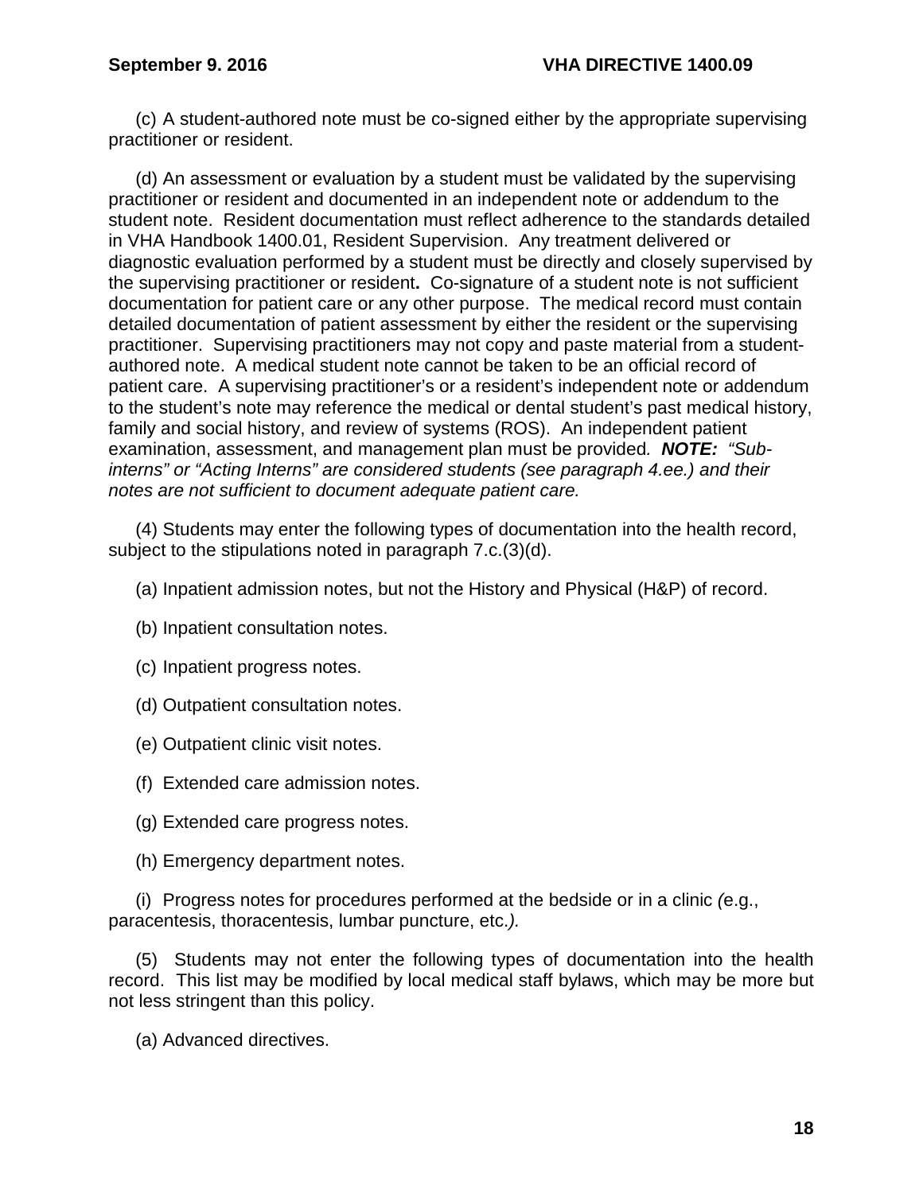(c) A student-authored note must be co-signed either by the appropriate supervising practitioner or resident.

(d) An assessment or evaluation by a student must be validated by the supervising practitioner or resident and documented in an independent note or addendum to the student note. Resident documentation must reflect adherence to the standards detailed in VHA Handbook 1400.01, Resident Supervision. Any treatment delivered or diagnostic evaluation performed by a student must be directly and closely supervised by the supervising practitioner or resident**.** Co-signature of a student note is not sufficient documentation for patient care or any other purpose. The medical record must contain detailed documentation of patient assessment by either the resident or the supervising practitioner. Supervising practitioners may not copy and paste material from a student-authored note. A medical student note cannot be taken to be an official record of patient care. A supervising practitioner's or a resident's independent note or addendum to the student's note may reference the medical or dental student's past medical history, family and social history, and review of systems (ROS). An independent patient examination, assessment, and management plan must be provided*.* ***NOTE:*** *"Sub-interns" or "Acting Interns" are considered students (see paragraph 4.ee.) and their notes are not sufficient to document adequate patient care.*

(4) Students may enter the following types of documentation into the health record, subject to the stipulations noted in paragraph 7.c.(3)(d).

(a) Inpatient admission notes, but not the History and Physical (H&P) of record.

(b) Inpatient consultation notes.

(c) Inpatient progress notes.

(d) Outpatient consultation notes.

(e) Outpatient clinic visit notes.

(f) Extended care admission notes.

(g) Extended care progress notes.

(h) Emergency department notes.

(i) Progress notes for procedures performed at the bedside or in a clinic *(*e.g., paracentesis, thoracentesis, lumbar puncture, etc.*).*

(5) Students may not enter the following types of documentation into the health record. This list may be modified by local medical staff bylaws, which may be more but not less stringent than this policy.

(a) Advanced directives.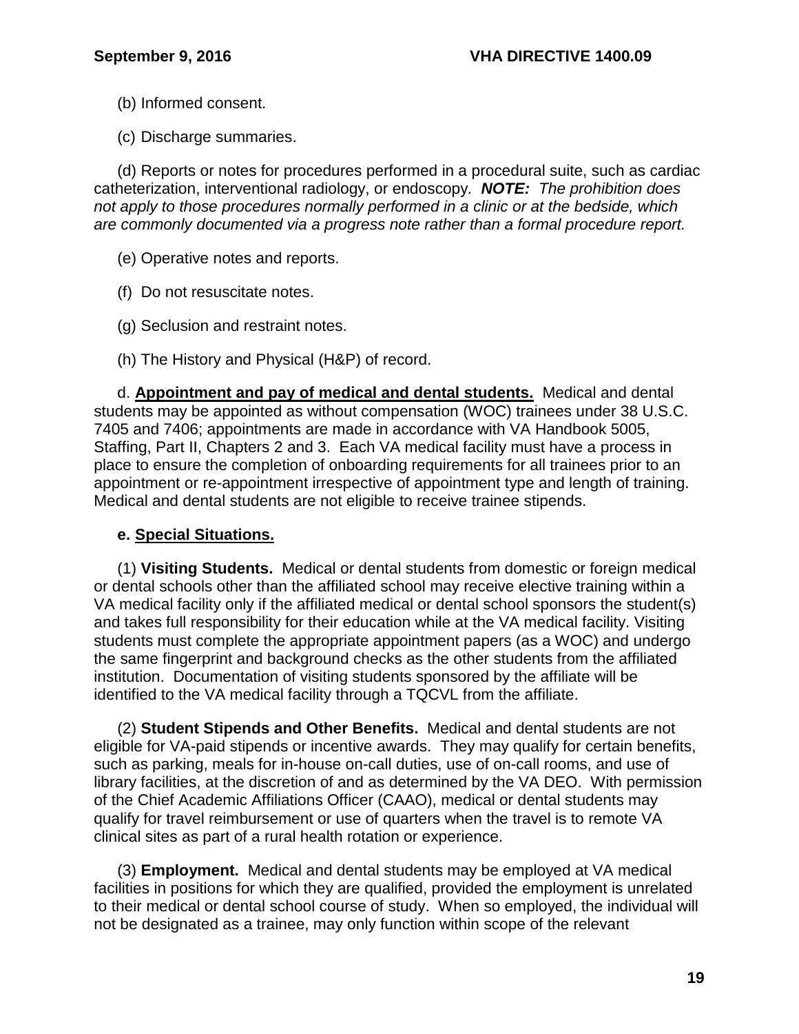(b) Informed consent.

(c) Discharge summaries.

(d) Reports or notes for procedures performed in a procedural suite, such as cardiac catheterization, interventional radiology, or endoscopy. ***NOTE:*** *The prohibition does not apply to those procedures normally performed in a clinic or at the bedside, which are commonly documented via a progress note rather than a formal procedure report.*

(e) Operative notes and reports.

(f) Do not resuscitate notes.

(g) Seclusion and restraint notes.

(h) The History and Physical (H&P) of record.

d. **Appointment and pay of medical and dental students.** Medical and dental students may be appointed as without compensation (WOC) trainees under 38 U.S.C. 7405 and 7406; appointments are made in accordance with VA Handbook 5005, Staffing, Part II, Chapters 2 and 3. Each VA medical facility must have a process in place to ensure the completion of onboarding requirements for all trainees prior to an appointment or re-appointment irrespective of appointment type and length of training. Medical and dental students are not eligible to receive trainee stipends.

**e. Special Situations.**

(1) **Visiting Students.** Medical or dental students from domestic or foreign medical or dental schools other than the affiliated school may receive elective training within a VA medical facility only if the affiliated medical or dental school sponsors the student(s) and takes full responsibility for their education while at the VA medical facility. Visiting students must complete the appropriate appointment papers (as a WOC) and undergo the same fingerprint and background checks as the other students from the affiliated institution. Documentation of visiting students sponsored by the affiliate will be identified to the VA medical facility through a TQCVL from the affiliate.

(2) **Student Stipends and Other Benefits.** Medical and dental students are not eligible for VA-paid stipends or incentive awards. They may qualify for certain benefits, such as parking, meals for in-house on-call duties, use of on-call rooms, and use of library facilities, at the discretion of and as determined by the VA DEO. With permission of the Chief Academic Affiliations Officer (CAAO), medical or dental students may qualify for travel reimbursement or use of quarters when the travel is to remote VA clinical sites as part of a rural health rotation or experience.

(3) **Employment.** Medical and dental students may be employed at VA medical facilities in positions for which they are qualified, provided the employment is unrelated to their medical or dental school course of study. When so employed, the individual will not be designated as a trainee, may only function within scope of the relevant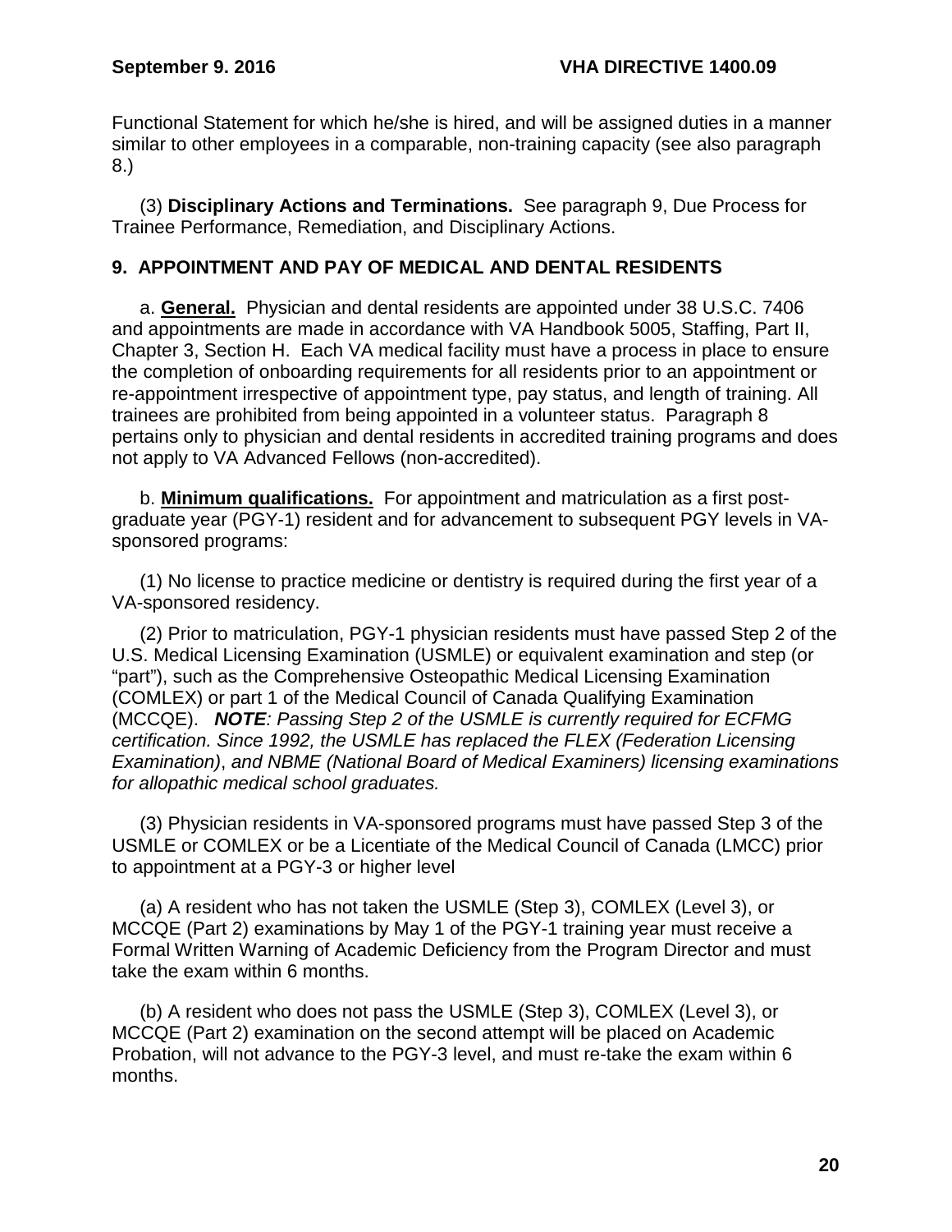Functional Statement for which he/she is hired, and will be assigned duties in a manner similar to other employees in a comparable, non-training capacity (see also paragraph 8.)

(3) **Disciplinary Actions and Terminations.** See paragraph 9, Due Process for Trainee Performance, Remediation, and Disciplinary Actions.

## 9. APPOINTMENT AND PAY OF MEDICAL AND DENTAL RESIDENTS

a. **General.** Physician and dental residents are appointed under 38 U.S.C. 7406 and appointments are made in accordance with VA Handbook 5005, Staffing, Part II, Chapter 3, Section H. Each VA medical facility must have a process in place to ensure the completion of onboarding requirements for all residents prior to an appointment or re-appointment irrespective of appointment type, pay status, and length of training. All trainees are prohibited from being appointed in a volunteer status. Paragraph 8 pertains only to physician and dental residents in accredited training programs and does not apply to VA Advanced Fellows (non-accredited).

b. **Minimum qualifications.** For appointment and matriculation as a first post-graduate year (PGY-1) resident and for advancement to subsequent PGY levels in VA-sponsored programs:

(1) No license to practice medicine or dentistry is required during the first year of a VA-sponsored residency.

(2) Prior to matriculation, PGY-1 physician residents must have passed Step 2 of the U.S. Medical Licensing Examination (USMLE) or equivalent examination and step (or "part"), such as the Comprehensive Osteopathic Medical Licensing Examination (COMLEX) or part 1 of the Medical Council of Canada Qualifying Examination (MCCQE). ***NOTE****: Passing Step 2 of the USMLE is currently required for ECFMG certification. Since 1992, the USMLE has replaced the FLEX (Federation Licensing Examination), and NBME (National Board of Medical Examiners) licensing examinations for allopathic medical school graduates.*

(3) Physician residents in VA-sponsored programs must have passed Step 3 of the USMLE or COMLEX or be a Licentiate of the Medical Council of Canada (LMCC) prior to appointment at a PGY-3 or higher level

(a) A resident who has not taken the USMLE (Step 3), COMLEX (Level 3), or MCCQE (Part 2) examinations by May 1 of the PGY-1 training year must receive a Formal Written Warning of Academic Deficiency from the Program Director and must take the exam within 6 months.

(b) A resident who does not pass the USMLE (Step 3), COMLEX (Level 3), or MCCQE (Part 2) examination on the second attempt will be placed on Academic Probation, will not advance to the PGY-3 level, and must re-take the exam within 6 months.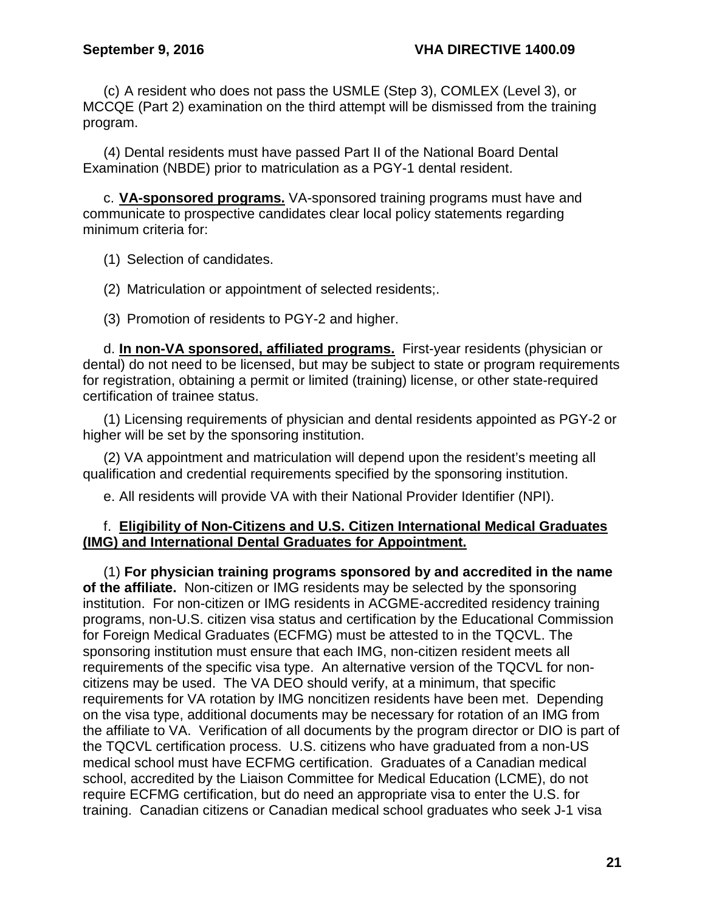(c) A resident who does not pass the USMLE (Step 3), COMLEX (Level 3), or MCCQE (Part 2) examination on the third attempt will be dismissed from the training program.

(4) Dental residents must have passed Part II of the National Board Dental Examination (NBDE) prior to matriculation as a PGY-1 dental resident.

c. **VA-sponsored programs.** VA-sponsored training programs must have and communicate to prospective candidates clear local policy statements regarding minimum criteria for:

(1) Selection of candidates.

(2) Matriculation or appointment of selected residents;.

(3) Promotion of residents to PGY-2 and higher.

d. **In non-VA sponsored, affiliated programs.** First-year residents (physician or dental) do not need to be licensed, but may be subject to state or program requirements for registration, obtaining a permit or limited (training) license, or other state-required certification of trainee status.

(1) Licensing requirements of physician and dental residents appointed as PGY-2 or higher will be set by the sponsoring institution.

(2) VA appointment and matriculation will depend upon the resident's meeting all qualification and credential requirements specified by the sponsoring institution.

e. All residents will provide VA with their National Provider Identifier (NPI).

f. **Eligibility of Non-Citizens and U.S. Citizen International Medical Graduates (IMG) and International Dental Graduates for Appointment.**

(1) **For physician training programs sponsored by and accredited in the name of the affiliate.** Non-citizen or IMG residents may be selected by the sponsoring institution. For non-citizen or IMG residents in ACGME-accredited residency training programs, non-U.S. citizen visa status and certification by the Educational Commission for Foreign Medical Graduates (ECFMG) must be attested to in the TQCVL. The sponsoring institution must ensure that each IMG, non-citizen resident meets all requirements of the specific visa type. An alternative version of the TQCVL for non-citizens may be used. The VA DEO should verify, at a minimum, that specific requirements for VA rotation by IMG noncitizen residents have been met. Depending on the visa type, additional documents may be necessary for rotation of an IMG from the affiliate to VA. Verification of all documents by the program director or DIO is part of the TQCVL certification process. U.S. citizens who have graduated from a non-US medical school must have ECFMG certification. Graduates of a Canadian medical school, accredited by the Liaison Committee for Medical Education (LCME), do not require ECFMG certification, but do need an appropriate visa to enter the U.S. for training. Canadian citizens or Canadian medical school graduates who seek J-1 visa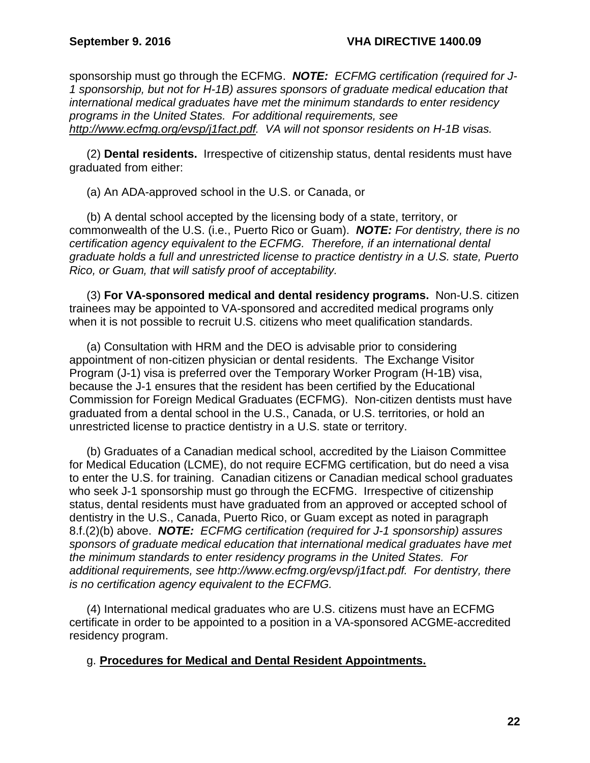sponsorship must go through the ECFMG. ***NOTE:*** *ECFMG certification (required for J-1 sponsorship, but not for H-1B) assures sponsors of graduate medical education that international medical graduates have met the minimum standards to enter residency programs in the United States. For additional requirements, see [http://www.ecfmg.org/evsp/j1fact.pdf](http://www.ecfmg.org/evsp/j1fact.pdf). VA will not sponsor residents on H-1B visas.*

(2) **Dental residents.** Irrespective of citizenship status, dental residents must have graduated from either:

(a) An ADA-approved school in the U.S. or Canada, or

(b) A dental school accepted by the licensing body of a state, territory, or commonwealth of the U.S. (i.e., Puerto Rico or Guam). ***NOTE:*** *For dentistry, there is no certification agency equivalent to the ECFMG. Therefore, if an international dental graduate holds a full and unrestricted license to practice dentistry in a U.S. state, Puerto Rico, or Guam, that will satisfy proof of acceptability.*

(3) **For VA-sponsored medical and dental residency programs.** Non-U.S. citizen trainees may be appointed to VA-sponsored and accredited medical programs only when it is not possible to recruit U.S. citizens who meet qualification standards.

(a) Consultation with HRM and the DEO is advisable prior to considering appointment of non-citizen physician or dental residents. The Exchange Visitor Program (J-1) visa is preferred over the Temporary Worker Program (H-1B) visa, because the J-1 ensures that the resident has been certified by the Educational Commission for Foreign Medical Graduates (ECFMG). Non-citizen dentists must have graduated from a dental school in the U.S., Canada, or U.S. territories, or hold an unrestricted license to practice dentistry in a U.S. state or territory.

(b) Graduates of a Canadian medical school, accredited by the Liaison Committee for Medical Education (LCME), do not require ECFMG certification, but do need a visa to enter the U.S. for training. Canadian citizens or Canadian medical school graduates who seek J-1 sponsorship must go through the ECFMG. Irrespective of citizenship status, dental residents must have graduated from an approved or accepted school of dentistry in the U.S., Canada, Puerto Rico, or Guam except as noted in paragraph 8.f.(2)(b) above. ***NOTE:*** *ECFMG certification (required for J-1 sponsorship) assures sponsors of graduate medical education that international medical graduates have met the minimum standards to enter residency programs in the United States. For additional requirements, see http://www.ecfmg.org/evsp/j1fact.pdf. For dentistry, there is no certification agency equivalent to the ECFMG.*

(4) International medical graduates who are U.S. citizens must have an ECFMG certificate in order to be appointed to a position in a VA-sponsored ACGME-accredited residency program.

g. **Procedures for Medical and Dental Resident Appointments.**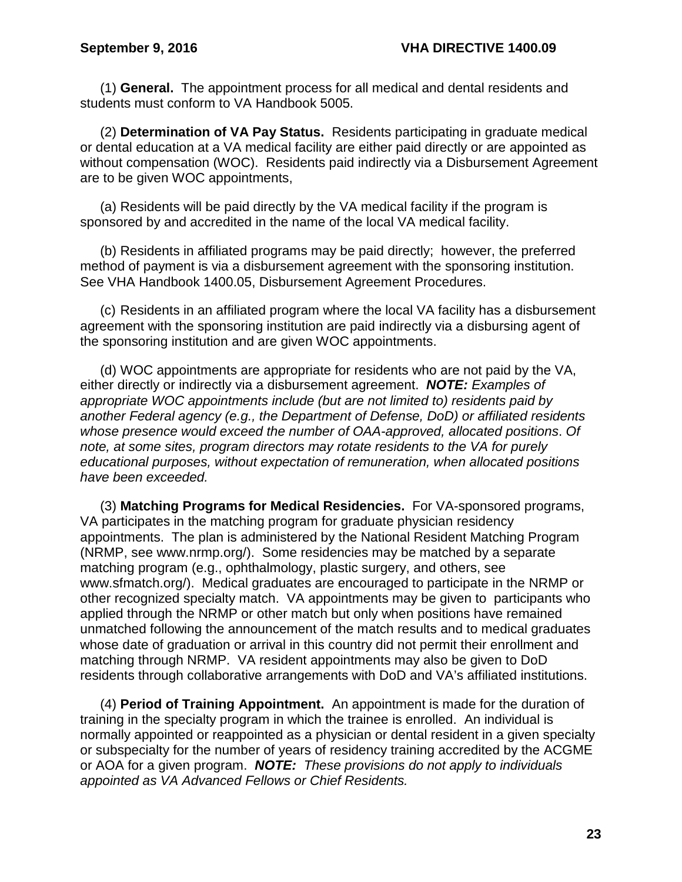(1) **General.** The appointment process for all medical and dental residents and students must conform to VA Handbook 5005.

(2) **Determination of VA Pay Status.** Residents participating in graduate medical or dental education at a VA medical facility are either paid directly or are appointed as without compensation (WOC). Residents paid indirectly via a Disbursement Agreement are to be given WOC appointments,

(a) Residents will be paid directly by the VA medical facility if the program is sponsored by and accredited in the name of the local VA medical facility.

(b) Residents in affiliated programs may be paid directly; however, the preferred method of payment is via a disbursement agreement with the sponsoring institution. See VHA Handbook 1400.05, Disbursement Agreement Procedures.

(c) Residents in an affiliated program where the local VA facility has a disbursement agreement with the sponsoring institution are paid indirectly via a disbursing agent of the sponsoring institution and are given WOC appointments.

(d) WOC appointments are appropriate for residents who are not paid by the VA, either directly or indirectly via a disbursement agreement. ***NOTE:*** *Examples of appropriate WOC appointments include (but are not limited to) residents paid by another Federal agency (e.g., the Department of Defense, DoD) or affiliated residents whose presence would exceed the number of OAA-approved, allocated positions. Of note, at some sites, program directors may rotate residents to the VA for purely educational purposes, without expectation of remuneration, when allocated positions have been exceeded.*

(3) **Matching Programs for Medical Residencies.** For VA-sponsored programs, VA participates in the matching program for graduate physician residency appointments. The plan is administered by the National Resident Matching Program (NRMP, see www.nrmp.org/). Some residencies may be matched by a separate matching program (e.g., ophthalmology, plastic surgery, and others, see www.sfmatch.org/). Medical graduates are encouraged to participate in the NRMP or other recognized specialty match. VA appointments may be given to participants who applied through the NRMP or other match but only when positions have remained unmatched following the announcement of the match results and to medical graduates whose date of graduation or arrival in this country did not permit their enrollment and matching through NRMP. VA resident appointments may also be given to DoD residents through collaborative arrangements with DoD and VA's affiliated institutions.

(4) **Period of Training Appointment.** An appointment is made for the duration of training in the specialty program in which the trainee is enrolled. An individual is normally appointed or reappointed as a physician or dental resident in a given specialty or subspecialty for the number of years of residency training accredited by the ACGME or AOA for a given program. ***NOTE:*** *These provisions do not apply to individuals appointed as VA Advanced Fellows or Chief Residents.*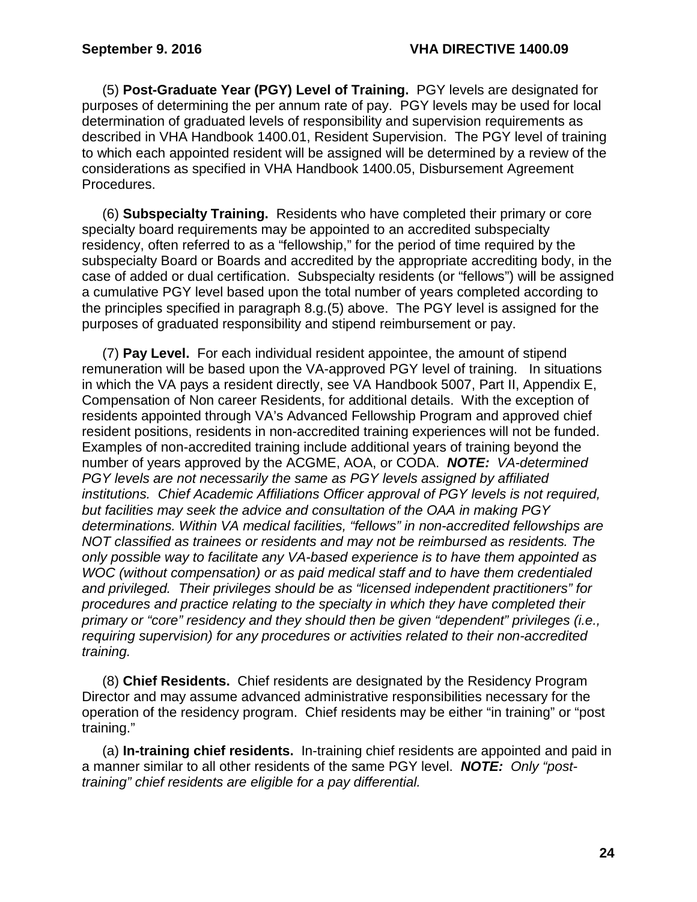(5) **Post-Graduate Year (PGY) Level of Training.** PGY levels are designated for purposes of determining the per annum rate of pay. PGY levels may be used for local determination of graduated levels of responsibility and supervision requirements as described in VHA Handbook 1400.01, Resident Supervision. The PGY level of training to which each appointed resident will be assigned will be determined by a review of the considerations as specified in VHA Handbook 1400.05, Disbursement Agreement Procedures.

(6) **Subspecialty Training.** Residents who have completed their primary or core specialty board requirements may be appointed to an accredited subspecialty residency, often referred to as a "fellowship," for the period of time required by the subspecialty Board or Boards and accredited by the appropriate accrediting body, in the case of added or dual certification. Subspecialty residents (or "fellows") will be assigned a cumulative PGY level based upon the total number of years completed according to the principles specified in paragraph 8.g.(5) above. The PGY level is assigned for the purposes of graduated responsibility and stipend reimbursement or pay.

(7) **Pay Level.** For each individual resident appointee, the amount of stipend remuneration will be based upon the VA-approved PGY level of training. In situations in which the VA pays a resident directly, see VA Handbook 5007, Part II, Appendix E, Compensation of Non career Residents, for additional details. With the exception of residents appointed through VA's Advanced Fellowship Program and approved chief resident positions, residents in non-accredited training experiences will not be funded. Examples of non-accredited training include additional years of training beyond the number of years approved by the ACGME, AOA, or CODA. ***NOTE:*** *VA-determined PGY levels are not necessarily the same as PGY levels assigned by affiliated institutions. Chief Academic Affiliations Officer approval of PGY levels is not required, but facilities may seek the advice and consultation of the OAA in making PGY determinations. Within VA medical facilities, "fellows" in non-accredited fellowships are NOT classified as trainees or residents and may not be reimbursed as residents. The only possible way to facilitate any VA-based experience is to have them appointed as WOC (without compensation) or as paid medical staff and to have them credentialed and privileged. Their privileges should be as "licensed independent practitioners" for procedures and practice relating to the specialty in which they have completed their primary or "core" residency and they should then be given "dependent" privileges (i.e., requiring supervision) for any procedures or activities related to their non-accredited training.*

(8) **Chief Residents.** Chief residents are designated by the Residency Program Director and may assume advanced administrative responsibilities necessary for the operation of the residency program. Chief residents may be either "in training" or "post training."

(a) **In-training chief residents.** In-training chief residents are appointed and paid in a manner similar to all other residents of the same PGY level. ***NOTE:*** *Only "post-training" chief residents are eligible for a pay differential.*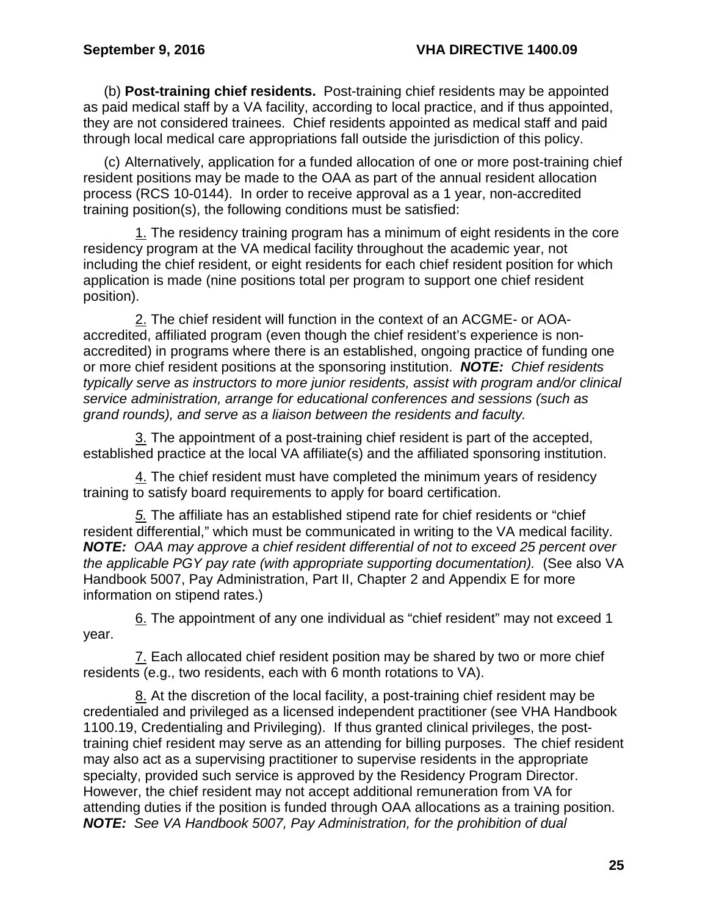(b) **Post-training chief residents.** Post-training chief residents may be appointed as paid medical staff by a VA facility, according to local practice, and if thus appointed, they are not considered trainees. Chief residents appointed as medical staff and paid through local medical care appropriations fall outside the jurisdiction of this policy.

(c) Alternatively, application for a funded allocation of one or more post-training chief resident positions may be made to the OAA as part of the annual resident allocation process (RCS 10-0144). In order to receive approval as a 1 year, non-accredited training position(s), the following conditions must be satisfied:

1. The residency training program has a minimum of eight residents in the core residency program at the VA medical facility throughout the academic year, not including the chief resident, or eight residents for each chief resident position for which application is made (nine positions total per program to support one chief resident position).

2. The chief resident will function in the context of an ACGME- or AOA-accredited, affiliated program (even though the chief resident's experience is non-accredited) in programs where there is an established, ongoing practice of funding one or more chief resident positions at the sponsoring institution. ***NOTE:*** *Chief residents typically serve as instructors to more junior residents, assist with program and/or clinical service administration, arrange for educational conferences and sessions (such as grand rounds), and serve as a liaison between the residents and faculty.*

3. The appointment of a post-training chief resident is part of the accepted, established practice at the local VA affiliate(s) and the affiliated sponsoring institution.

4. The chief resident must have completed the minimum years of residency training to satisfy board requirements to apply for board certification.

5. The affiliate has an established stipend rate for chief residents or "chief resident differential," which must be communicated in writing to the VA medical facility. ***NOTE:*** *OAA may approve a chief resident differential of not to exceed 25 percent over the applicable PGY pay rate (with appropriate supporting documentation).* (See also VA Handbook 5007, Pay Administration, Part II, Chapter 2 and Appendix E for more information on stipend rates.)

6. The appointment of any one individual as "chief resident" may not exceed 1 year.

7. Each allocated chief resident position may be shared by two or more chief residents (e.g., two residents, each with 6 month rotations to VA).

8. At the discretion of the local facility, a post-training chief resident may be credentialed and privileged as a licensed independent practitioner (see VHA Handbook 1100.19, Credentialing and Privileging). If thus granted clinical privileges, the post-training chief resident may serve as an attending for billing purposes. The chief resident may also act as a supervising practitioner to supervise residents in the appropriate specialty, provided such service is approved by the Residency Program Director. However, the chief resident may not accept additional remuneration from VA for attending duties if the position is funded through OAA allocations as a training position. ***NOTE:*** *See VA Handbook 5007, Pay Administration, for the prohibition of dual*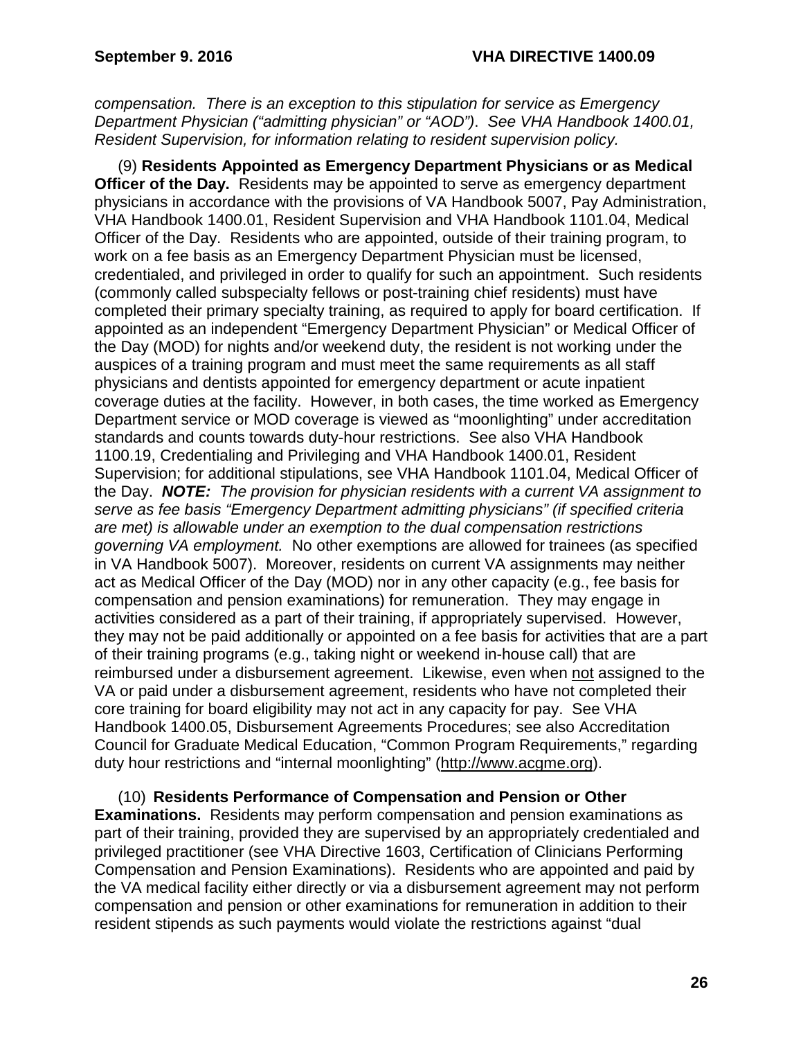*compensation. There is an exception to this stipulation for service as Emergency Department Physician ("admitting physician" or "AOD"). See VHA Handbook 1400.01, Resident Supervision, for information relating to resident supervision policy.*

(9) **Residents Appointed as Emergency Department Physicians or as Medical Officer of the Day.** Residents may be appointed to serve as emergency department physicians in accordance with the provisions of VA Handbook 5007, Pay Administration, VHA Handbook 1400.01, Resident Supervision and VHA Handbook 1101.04, Medical Officer of the Day. Residents who are appointed, outside of their training program, to work on a fee basis as an Emergency Department Physician must be licensed, credentialed, and privileged in order to qualify for such an appointment. Such residents (commonly called subspecialty fellows or post-training chief residents) must have completed their primary specialty training, as required to apply for board certification. If appointed as an independent "Emergency Department Physician" or Medical Officer of the Day (MOD) for nights and/or weekend duty, the resident is not working under the auspices of a training program and must meet the same requirements as all staff physicians and dentists appointed for emergency department or acute inpatient coverage duties at the facility. However, in both cases, the time worked as Emergency Department service or MOD coverage is viewed as "moonlighting" under accreditation standards and counts towards duty-hour restrictions. See also VHA Handbook 1100.19, Credentialing and Privileging and VHA Handbook 1400.01, Resident Supervision; for additional stipulations, see VHA Handbook 1101.04, Medical Officer of the Day. ***NOTE:*** *The provision for physician residents with a current VA assignment to serve as fee basis "Emergency Department admitting physicians" (if specified criteria are met) is allowable under an exemption to the dual compensation restrictions governing VA employment.* No other exemptions are allowed for trainees (as specified in VA Handbook 5007). Moreover, residents on current VA assignments may neither act as Medical Officer of the Day (MOD) nor in any other capacity (e.g., fee basis for compensation and pension examinations) for remuneration. They may engage in activities considered as a part of their training, if appropriately supervised. However, they may not be paid additionally or appointed on a fee basis for activities that are a part of their training programs (e.g., taking night or weekend in-house call) that are reimbursed under a disbursement agreement. Likewise, even when <u>not</u> assigned to the VA or paid under a disbursement agreement, residents who have not completed their core training for board eligibility may not act in any capacity for pay. See VHA Handbook 1400.05, Disbursement Agreements Procedures; see also Accreditation Council for Graduate Medical Education, "Common Program Requirements," regarding duty hour restrictions and "internal moonlighting" (http://www.acgme.org).

(10) **Residents Performance of Compensation and Pension or Other Examinations.** Residents may perform compensation and pension examinations as part of their training, provided they are supervised by an appropriately credentialed and privileged practitioner (see VHA Directive 1603, Certification of Clinicians Performing Compensation and Pension Examinations). Residents who are appointed and paid by the VA medical facility either directly or via a disbursement agreement may not perform compensation and pension or other examinations for remuneration in addition to their resident stipends as such payments would violate the restrictions against "dual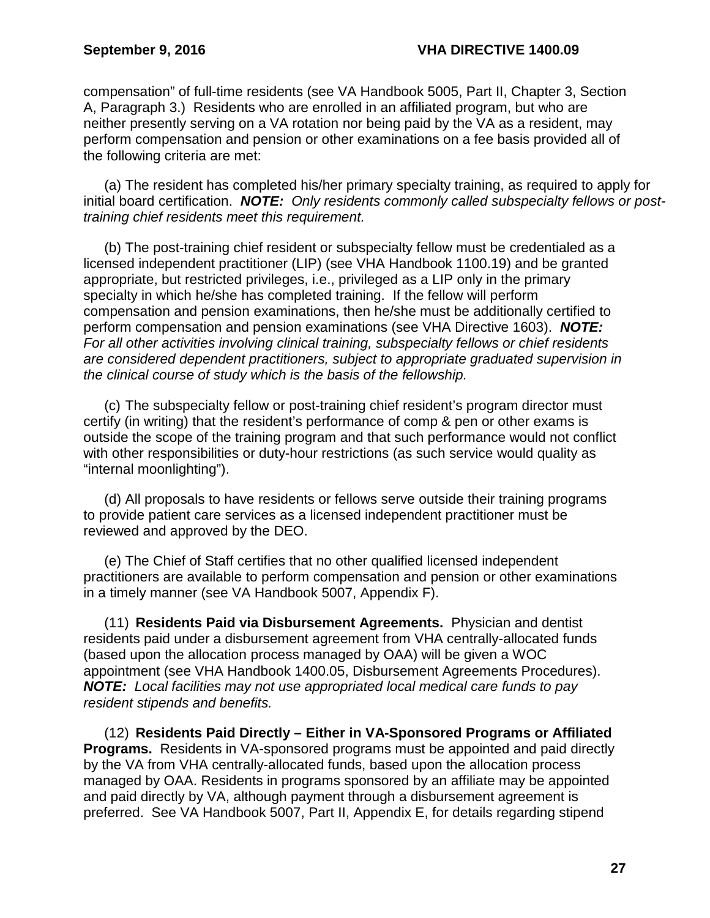compensation" of full-time residents (see VA Handbook 5005, Part II, Chapter 3, Section A, Paragraph 3.) Residents who are enrolled in an affiliated program, but who are neither presently serving on a VA rotation nor being paid by the VA as a resident, may perform compensation and pension or other examinations on a fee basis provided all of the following criteria are met:

(a) The resident has completed his/her primary specialty training, as required to apply for initial board certification. ***NOTE:*** *Only residents commonly called subspecialty fellows or post-training chief residents meet this requirement.*

(b) The post-training chief resident or subspecialty fellow must be credentialed as a licensed independent practitioner (LIP) (see VHA Handbook 1100.19) and be granted appropriate, but restricted privileges, i.e., privileged as a LIP only in the primary specialty in which he/she has completed training. If the fellow will perform compensation and pension examinations, then he/she must be additionally certified to perform compensation and pension examinations (see VHA Directive 1603). ***NOTE:*** *For all other activities involving clinical training, subspecialty fellows or chief residents are considered dependent practitioners, subject to appropriate graduated supervision in the clinical course of study which is the basis of the fellowship.*

(c) The subspecialty fellow or post-training chief resident's program director must certify (in writing) that the resident's performance of comp & pen or other exams is outside the scope of the training program and that such performance would not conflict with other responsibilities or duty-hour restrictions (as such service would quality as "internal moonlighting").

(d) All proposals to have residents or fellows serve outside their training programs to provide patient care services as a licensed independent practitioner must be reviewed and approved by the DEO.

(e) The Chief of Staff certifies that no other qualified licensed independent practitioners are available to perform compensation and pension or other examinations in a timely manner (see VA Handbook 5007, Appendix F).

(11) **Residents Paid via Disbursement Agreements.** Physician and dentist residents paid under a disbursement agreement from VHA centrally-allocated funds (based upon the allocation process managed by OAA) will be given a WOC appointment (see VHA Handbook 1400.05, Disbursement Agreements Procedures). ***NOTE:*** *Local facilities may not use appropriated local medical care funds to pay resident stipends and benefits.*

(12) **Residents Paid Directly – Either in VA-Sponsored Programs or Affiliated Programs.** Residents in VA-sponsored programs must be appointed and paid directly by the VA from VHA centrally-allocated funds, based upon the allocation process managed by OAA. Residents in programs sponsored by an affiliate may be appointed and paid directly by VA, although payment through a disbursement agreement is preferred. See VA Handbook 5007, Part II, Appendix E, for details regarding stipend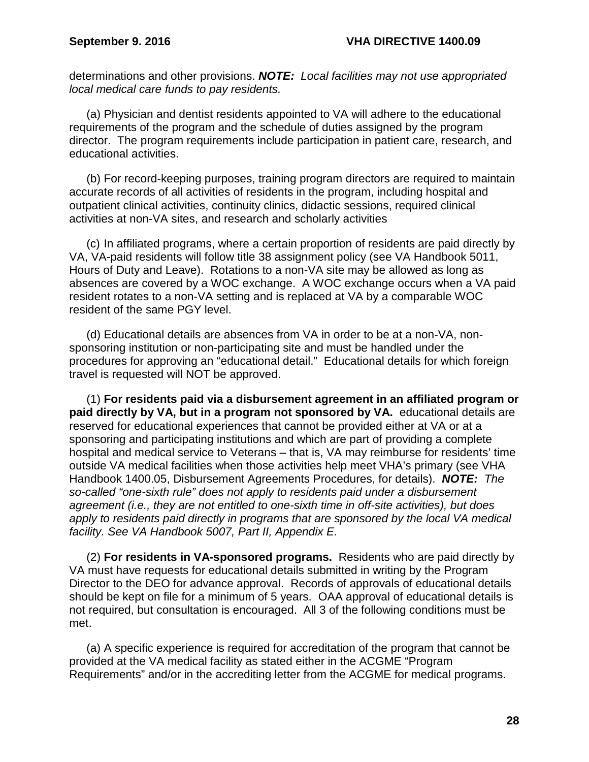determinations and other provisions. ***NOTE:** Local facilities may not use appropriated local medical care funds to pay residents.*

(a) Physician and dentist residents appointed to VA will adhere to the educational requirements of the program and the schedule of duties assigned by the program director. The program requirements include participation in patient care, research, and educational activities.

(b) For record-keeping purposes, training program directors are required to maintain accurate records of all activities of residents in the program, including hospital and outpatient clinical activities, continuity clinics, didactic sessions, required clinical activities at non-VA sites, and research and scholarly activities

(c) In affiliated programs, where a certain proportion of residents are paid directly by VA, VA-paid residents will follow title 38 assignment policy (see VA Handbook 5011, Hours of Duty and Leave). Rotations to a non-VA site may be allowed as long as absences are covered by a WOC exchange. A WOC exchange occurs when a VA paid resident rotates to a non-VA setting and is replaced at VA by a comparable WOC resident of the same PGY level.

(d) Educational details are absences from VA in order to be at a non-VA, non-sponsoring institution or non-participating site and must be handled under the procedures for approving an "educational detail." Educational details for which foreign travel is requested will NOT be approved.

(1) **For residents paid via a disbursement agreement in an affiliated program or paid directly by VA, but in a program not sponsored by VA.** educational details are reserved for educational experiences that cannot be provided either at VA or at a sponsoring and participating institutions and which are part of providing a complete hospital and medical service to Veterans – that is, VA may reimburse for residents' time outside VA medical facilities when those activities help meet VHA's primary (see VHA Handbook 1400.05, Disbursement Agreements Procedures, for details). ***NOTE:** The so-called "one-sixth rule" does not apply to residents paid under a disbursement agreement (i.e., they are not entitled to one-sixth time in off-site activities), but does apply to residents paid directly in programs that are sponsored by the local VA medical facility. See VA Handbook 5007, Part II, Appendix E.*

(2) **For residents in VA-sponsored programs.** Residents who are paid directly by VA must have requests for educational details submitted in writing by the Program Director to the DEO for advance approval. Records of approvals of educational details should be kept on file for a minimum of 5 years. OAA approval of educational details is not required, but consultation is encouraged. All 3 of the following conditions must be met.

(a) A specific experience is required for accreditation of the program that cannot be provided at the VA medical facility as stated either in the ACGME "Program Requirements" and/or in the accrediting letter from the ACGME for medical programs.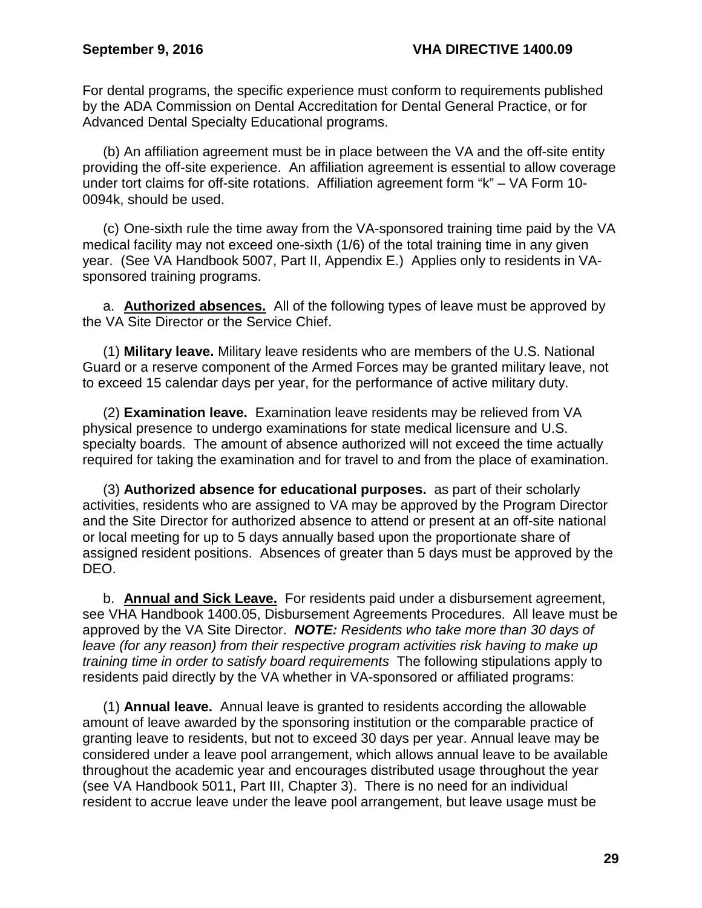For dental programs, the specific experience must conform to requirements published by the ADA Commission on Dental Accreditation for Dental General Practice, or for Advanced Dental Specialty Educational programs.

(b) An affiliation agreement must be in place between the VA and the off-site entity providing the off-site experience. An affiliation agreement is essential to allow coverage under tort claims for off-site rotations. Affiliation agreement form "k" – VA Form 10-0094k, should be used.

(c) One-sixth rule the time away from the VA-sponsored training time paid by the VA medical facility may not exceed one-sixth (1/6) of the total training time in any given year. (See VA Handbook 5007, Part II, Appendix E.) Applies only to residents in VA-sponsored training programs.

a. **<u>Authorized absences.</u>** All of the following types of leave must be approved by the VA Site Director or the Service Chief.

(1) **Military leave.** Military leave residents who are members of the U.S. National Guard or a reserve component of the Armed Forces may be granted military leave, not to exceed 15 calendar days per year, for the performance of active military duty.

(2) **Examination leave.** Examination leave residents may be relieved from VA physical presence to undergo examinations for state medical licensure and U.S. specialty boards. The amount of absence authorized will not exceed the time actually required for taking the examination and for travel to and from the place of examination.

(3) **Authorized absence for educational purposes.** as part of their scholarly activities, residents who are assigned to VA may be approved by the Program Director and the Site Director for authorized absence to attend or present at an off-site national or local meeting for up to 5 days annually based upon the proportionate share of assigned resident positions. Absences of greater than 5 days must be approved by the DEO.

b. **<u>Annual and Sick Leave.</u>** For residents paid under a disbursement agreement, see VHA Handbook 1400.05, Disbursement Agreements Procedures. All leave must be approved by the VA Site Director. ***NOTE:*** *Residents who take more than 30 days of leave (for any reason) from their respective program activities risk having to make up training time in order to satisfy board requirements* The following stipulations apply to residents paid directly by the VA whether in VA-sponsored or affiliated programs:

(1) **Annual leave.** Annual leave is granted to residents according the allowable amount of leave awarded by the sponsoring institution or the comparable practice of granting leave to residents, but not to exceed 30 days per year. Annual leave may be considered under a leave pool arrangement, which allows annual leave to be available throughout the academic year and encourages distributed usage throughout the year (see VA Handbook 5011, Part III, Chapter 3). There is no need for an individual resident to accrue leave under the leave pool arrangement, but leave usage must be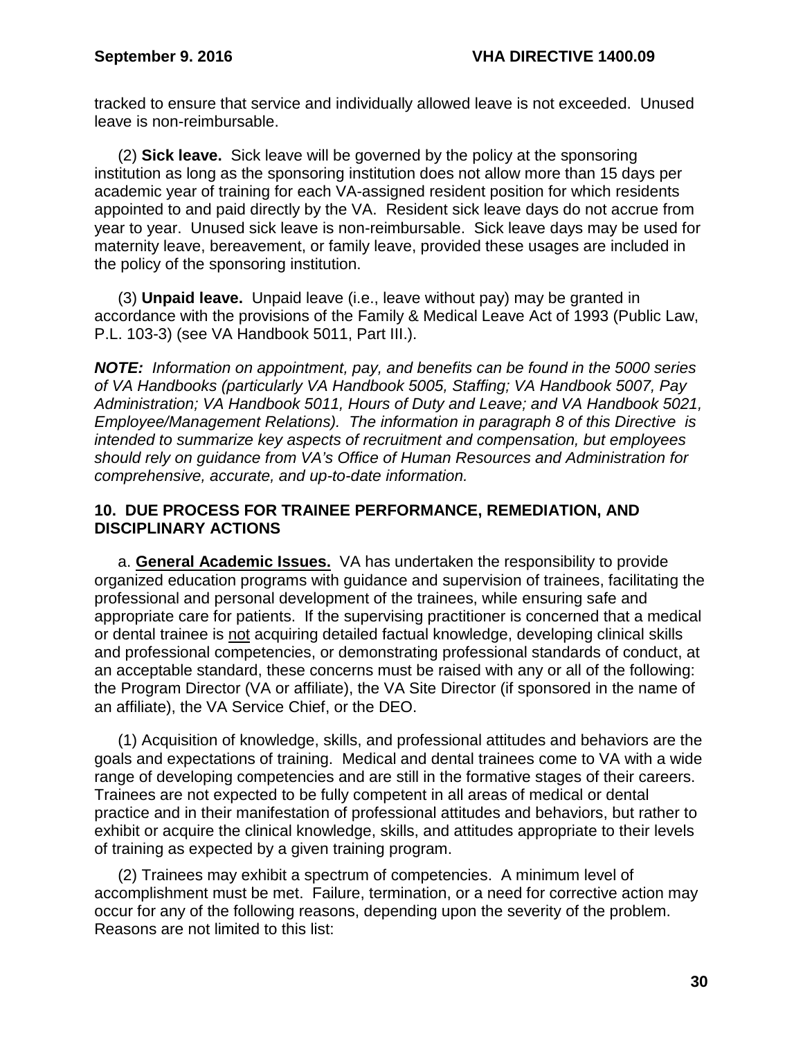tracked to ensure that service and individually allowed leave is not exceeded. Unused leave is non-reimbursable.

(2) **Sick leave.** Sick leave will be governed by the policy at the sponsoring institution as long as the sponsoring institution does not allow more than 15 days per academic year of training for each VA-assigned resident position for which residents appointed to and paid directly by the VA. Resident sick leave days do not accrue from year to year. Unused sick leave is non-reimbursable. Sick leave days may be used for maternity leave, bereavement, or family leave, provided these usages are included in the policy of the sponsoring institution.

(3) **Unpaid leave.** Unpaid leave (i.e., leave without pay) may be granted in accordance with the provisions of the Family & Medical Leave Act of 1993 (Public Law, P.L. 103-3) (see VA Handbook 5011, Part III.).

***NOTE:*** *Information on appointment, pay, and benefits can be found in the 5000 series of VA Handbooks (particularly VA Handbook 5005, Staffing; VA Handbook 5007, Pay Administration; VA Handbook 5011, Hours of Duty and Leave; and VA Handbook 5021, Employee/Management Relations). The information in paragraph 8 of this Directive is intended to summarize key aspects of recruitment and compensation, but employees should rely on guidance from VA's Office of Human Resources and Administration for comprehensive, accurate, and up-to-date information.*

## 10. DUE PROCESS FOR TRAINEE PERFORMANCE, REMEDIATION, AND DISCIPLINARY ACTIONS

a. **General Academic Issues.** VA has undertaken the responsibility to provide organized education programs with guidance and supervision of trainees, facilitating the professional and personal development of the trainees, while ensuring safe and appropriate care for patients. If the supervising practitioner is concerned that a medical or dental trainee is not acquiring detailed factual knowledge, developing clinical skills and professional competencies, or demonstrating professional standards of conduct, at an acceptable standard, these concerns must be raised with any or all of the following: the Program Director (VA or affiliate), the VA Site Director (if sponsored in the name of an affiliate), the VA Service Chief, or the DEO.

(1) Acquisition of knowledge, skills, and professional attitudes and behaviors are the goals and expectations of training. Medical and dental trainees come to VA with a wide range of developing competencies and are still in the formative stages of their careers. Trainees are not expected to be fully competent in all areas of medical or dental practice and in their manifestation of professional attitudes and behaviors, but rather to exhibit or acquire the clinical knowledge, skills, and attitudes appropriate to their levels of training as expected by a given training program.

(2) Trainees may exhibit a spectrum of competencies. A minimum level of accomplishment must be met. Failure, termination, or a need for corrective action may occur for any of the following reasons, depending upon the severity of the problem. Reasons are not limited to this list: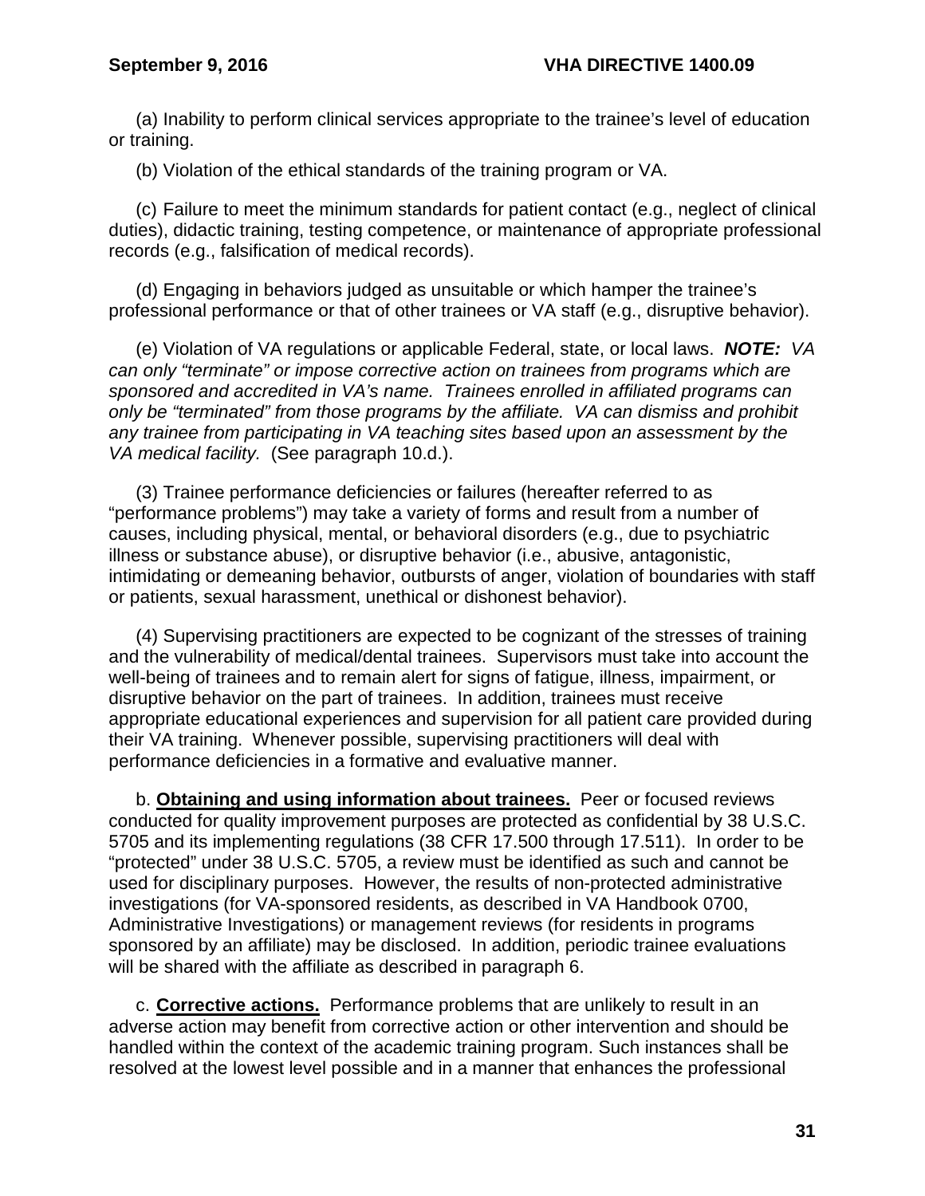(a) Inability to perform clinical services appropriate to the trainee's level of education or training.

(b) Violation of the ethical standards of the training program or VA.

(c) Failure to meet the minimum standards for patient contact (e.g., neglect of clinical duties), didactic training, testing competence, or maintenance of appropriate professional records (e.g., falsification of medical records).

(d) Engaging in behaviors judged as unsuitable or which hamper the trainee's professional performance or that of other trainees or VA staff (e.g., disruptive behavior).

(e) Violation of VA regulations or applicable Federal, state, or local laws. ***NOTE:*** *VA can only "terminate" or impose corrective action on trainees from programs which are sponsored and accredited in VA's name. Trainees enrolled in affiliated programs can only be "terminated" from those programs by the affiliate. VA can dismiss and prohibit any trainee from participating in VA teaching sites based upon an assessment by the VA medical facility.* (See paragraph 10.d.).

(3) Trainee performance deficiencies or failures (hereafter referred to as "performance problems") may take a variety of forms and result from a number of causes, including physical, mental, or behavioral disorders (e.g., due to psychiatric illness or substance abuse), or disruptive behavior (i.e., abusive, antagonistic, intimidating or demeaning behavior, outbursts of anger, violation of boundaries with staff or patients, sexual harassment, unethical or dishonest behavior).

(4) Supervising practitioners are expected to be cognizant of the stresses of training and the vulnerability of medical/dental trainees. Supervisors must take into account the well-being of trainees and to remain alert for signs of fatigue, illness, impairment, or disruptive behavior on the part of trainees. In addition, trainees must receive appropriate educational experiences and supervision for all patient care provided during their VA training. Whenever possible, supervising practitioners will deal with performance deficiencies in a formative and evaluative manner.

b. **Obtaining and using information about trainees.** Peer or focused reviews conducted for quality improvement purposes are protected as confidential by 38 U.S.C. 5705 and its implementing regulations (38 CFR 17.500 through 17.511). In order to be "protected" under 38 U.S.C. 5705, a review must be identified as such and cannot be used for disciplinary purposes. However, the results of non-protected administrative investigations (for VA-sponsored residents, as described in VA Handbook 0700, Administrative Investigations) or management reviews (for residents in programs sponsored by an affiliate) may be disclosed. In addition, periodic trainee evaluations will be shared with the affiliate as described in paragraph 6.

c. **Corrective actions.** Performance problems that are unlikely to result in an adverse action may benefit from corrective action or other intervention and should be handled within the context of the academic training program. Such instances shall be resolved at the lowest level possible and in a manner that enhances the professional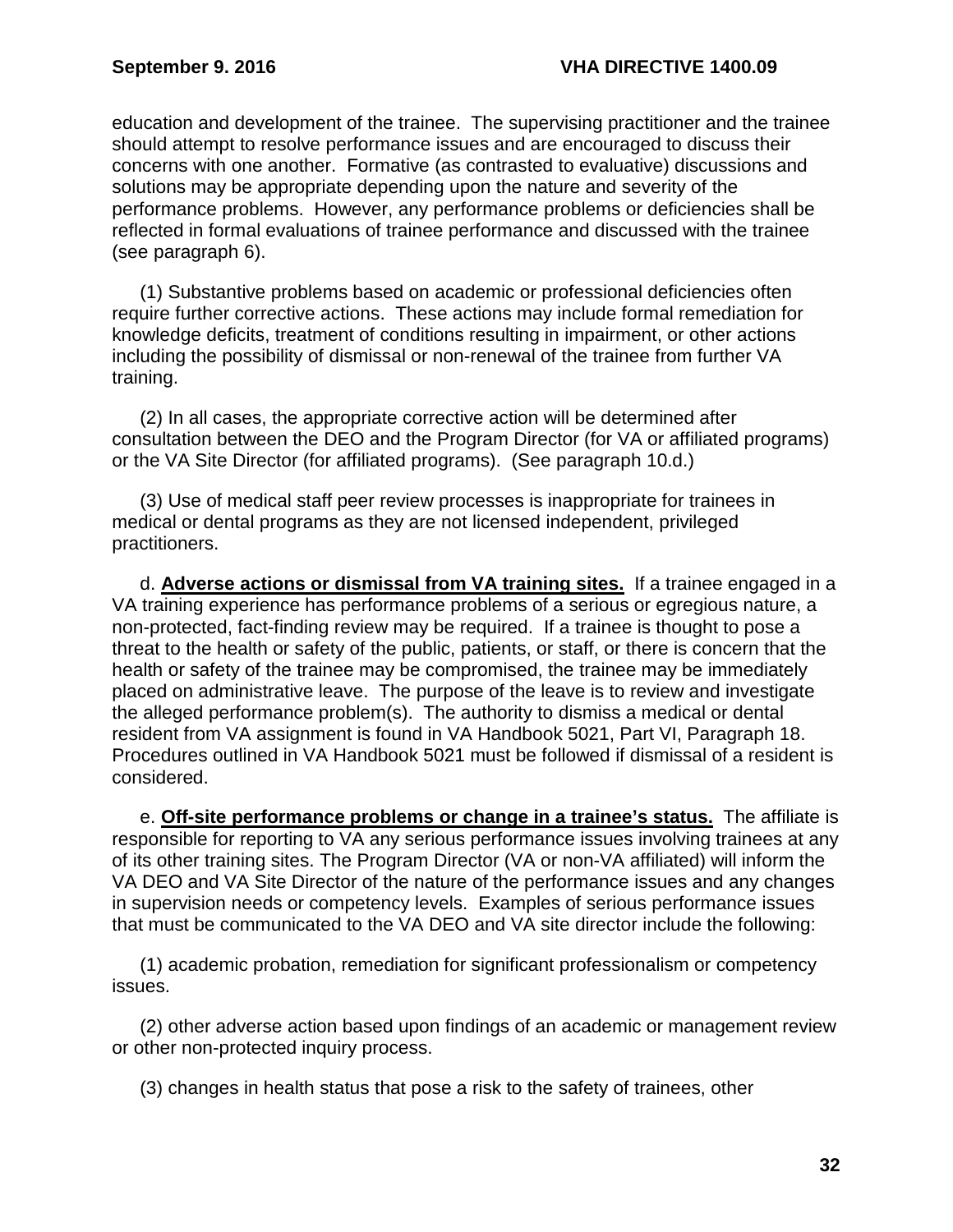education and development of the trainee. The supervising practitioner and the trainee should attempt to resolve performance issues and are encouraged to discuss their concerns with one another. Formative (as contrasted to evaluative) discussions and solutions may be appropriate depending upon the nature and severity of the performance problems. However, any performance problems or deficiencies shall be reflected in formal evaluations of trainee performance and discussed with the trainee (see paragraph 6).

(1) Substantive problems based on academic or professional deficiencies often require further corrective actions. These actions may include formal remediation for knowledge deficits, treatment of conditions resulting in impairment, or other actions including the possibility of dismissal or non-renewal of the trainee from further VA training.

(2) In all cases, the appropriate corrective action will be determined after consultation between the DEO and the Program Director (for VA or affiliated programs) or the VA Site Director (for affiliated programs). (See paragraph 10.d.)

(3) Use of medical staff peer review processes is inappropriate for trainees in medical or dental programs as they are not licensed independent, privileged practitioners.

d. **Adverse actions or dismissal from VA training sites.** If a trainee engaged in a VA training experience has performance problems of a serious or egregious nature, a non-protected, fact-finding review may be required. If a trainee is thought to pose a threat to the health or safety of the public, patients, or staff, or there is concern that the health or safety of the trainee may be compromised, the trainee may be immediately placed on administrative leave. The purpose of the leave is to review and investigate the alleged performance problem(s). The authority to dismiss a medical or dental resident from VA assignment is found in VA Handbook 5021, Part VI, Paragraph 18. Procedures outlined in VA Handbook 5021 must be followed if dismissal of a resident is considered.

e. **Off-site performance problems or change in a trainee's status.** The affiliate is responsible for reporting to VA any serious performance issues involving trainees at any of its other training sites. The Program Director (VA or non-VA affiliated) will inform the VA DEO and VA Site Director of the nature of the performance issues and any changes in supervision needs or competency levels. Examples of serious performance issues that must be communicated to the VA DEO and VA site director include the following:

(1) academic probation, remediation for significant professionalism or competency issues.

(2) other adverse action based upon findings of an academic or management review or other non-protected inquiry process.

(3) changes in health status that pose a risk to the safety of trainees, other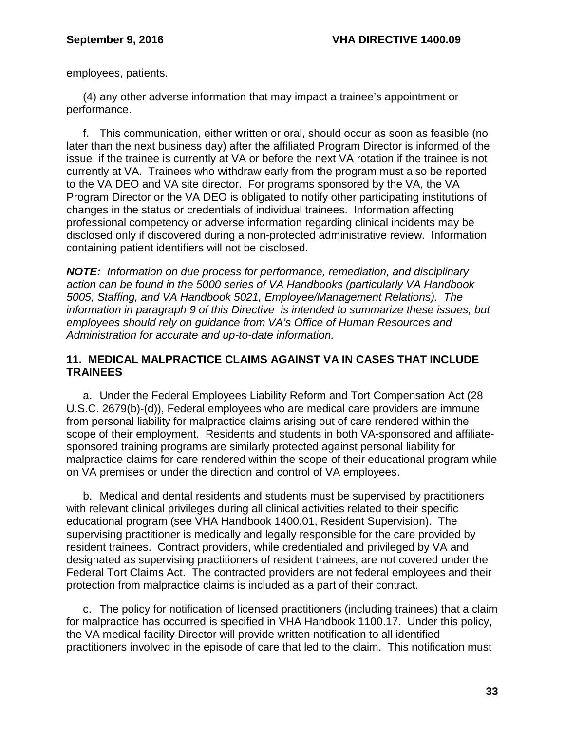employees, patients.

(4) any other adverse information that may impact a trainee's appointment or performance.

f. This communication, either written or oral, should occur as soon as feasible (no later than the next business day) after the affiliated Program Director is informed of the issue if the trainee is currently at VA or before the next VA rotation if the trainee is not currently at VA. Trainees who withdraw early from the program must also be reported to the VA DEO and VA site director. For programs sponsored by the VA, the VA Program Director or the VA DEO is obligated to notify other participating institutions of changes in the status or credentials of individual trainees. Information affecting professional competency or adverse information regarding clinical incidents may be disclosed only if discovered during a non-protected administrative review. Information containing patient identifiers will not be disclosed.

***NOTE:*** *Information on due process for performance, remediation, and disciplinary action can be found in the 5000 series of VA Handbooks (particularly VA Handbook 5005, Staffing, and VA Handbook 5021, Employee/Management Relations). The information in paragraph 9 of this Directive is intended to summarize these issues, but employees should rely on guidance from VA's Office of Human Resources and Administration for accurate and up-to-date information.*

## 11. MEDICAL MALPRACTICE CLAIMS AGAINST VA IN CASES THAT INCLUDE TRAINEES

a. Under the Federal Employees Liability Reform and Tort Compensation Act (28 U.S.C. 2679(b)-(d)), Federal employees who are medical care providers are immune from personal liability for malpractice claims arising out of care rendered within the scope of their employment. Residents and students in both VA-sponsored and affiliate-sponsored training programs are similarly protected against personal liability for malpractice claims for care rendered within the scope of their educational program while on VA premises or under the direction and control of VA employees.

b. Medical and dental residents and students must be supervised by practitioners with relevant clinical privileges during all clinical activities related to their specific educational program (see VHA Handbook 1400.01, Resident Supervision). The supervising practitioner is medically and legally responsible for the care provided by resident trainees. Contract providers, while credentialed and privileged by VA and designated as supervising practitioners of resident trainees, are not covered under the Federal Tort Claims Act. The contracted providers are not federal employees and their protection from malpractice claims is included as a part of their contract.

c. The policy for notification of licensed practitioners (including trainees) that a claim for malpractice has occurred is specified in VHA Handbook 1100.17. Under this policy, the VA medical facility Director will provide written notification to all identified practitioners involved in the episode of care that led to the claim. This notification must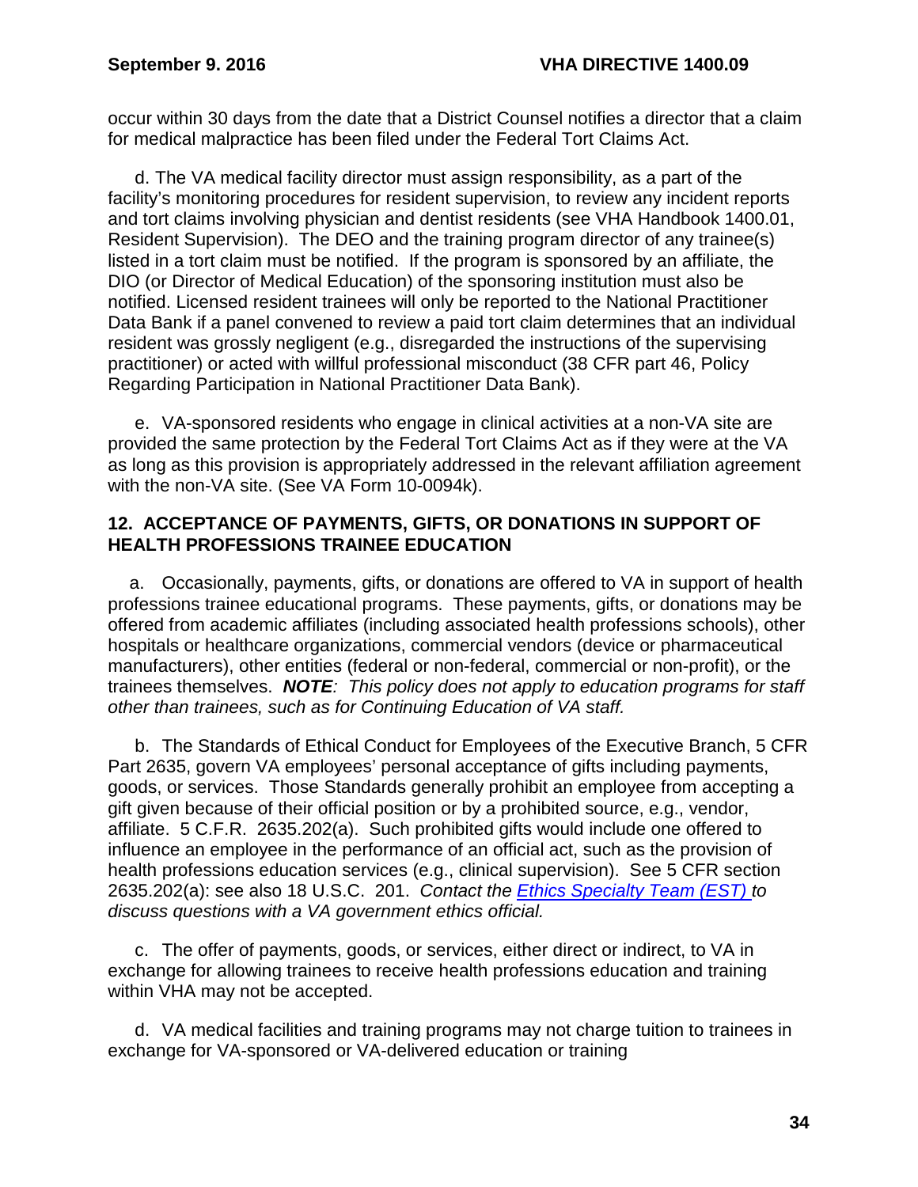occur within 30 days from the date that a District Counsel notifies a director that a claim for medical malpractice has been filed under the Federal Tort Claims Act.

d. The VA medical facility director must assign responsibility, as a part of the facility's monitoring procedures for resident supervision, to review any incident reports and tort claims involving physician and dentist residents (see VHA Handbook 1400.01, Resident Supervision). The DEO and the training program director of any trainee(s) listed in a tort claim must be notified. If the program is sponsored by an affiliate, the DIO (or Director of Medical Education) of the sponsoring institution must also be notified. Licensed resident trainees will only be reported to the National Practitioner Data Bank if a panel convened to review a paid tort claim determines that an individual resident was grossly negligent (e.g., disregarded the instructions of the supervising practitioner) or acted with willful professional misconduct (38 CFR part 46, Policy Regarding Participation in National Practitioner Data Bank).

e. VA-sponsored residents who engage in clinical activities at a non-VA site are provided the same protection by the Federal Tort Claims Act as if they were at the VA as long as this provision is appropriately addressed in the relevant affiliation agreement with the non-VA site. (See VA Form 10-0094k).

## 12. ACCEPTANCE OF PAYMENTS, GIFTS, OR DONATIONS IN SUPPORT OF HEALTH PROFESSIONS TRAINEE EDUCATION

a. Occasionally, payments, gifts, or donations are offered to VA in support of health professions trainee educational programs. These payments, gifts, or donations may be offered from academic affiliates (including associated health professions schools), other hospitals or healthcare organizations, commercial vendors (device or pharmaceutical manufacturers), other entities (federal or non-federal, commercial or non-profit), or the trainees themselves. ***NOTE**: This policy does not apply to education programs for staff other than trainees, such as for Continuing Education of VA staff.*

b. The Standards of Ethical Conduct for Employees of the Executive Branch, 5 CFR Part 2635, govern VA employees' personal acceptance of gifts including payments, goods, or services. Those Standards generally prohibit an employee from accepting a gift given because of their official position or by a prohibited source, e.g., vendor, affiliate. 5 C.F.R. 2635.202(a). Such prohibited gifts would include one offered to influence an employee in the performance of an official act, such as the provision of health professions education services (e.g., clinical supervision). See 5 CFR section 2635.202(a): see also 18 U.S.C. 201. *Contact the Ethics Specialty Team (EST) to discuss questions with a VA government ethics official.*

c. The offer of payments, goods, or services, either direct or indirect, to VA in exchange for allowing trainees to receive health professions education and training within VHA may not be accepted.

d. VA medical facilities and training programs may not charge tuition to trainees in exchange for VA-sponsored or VA-delivered education or training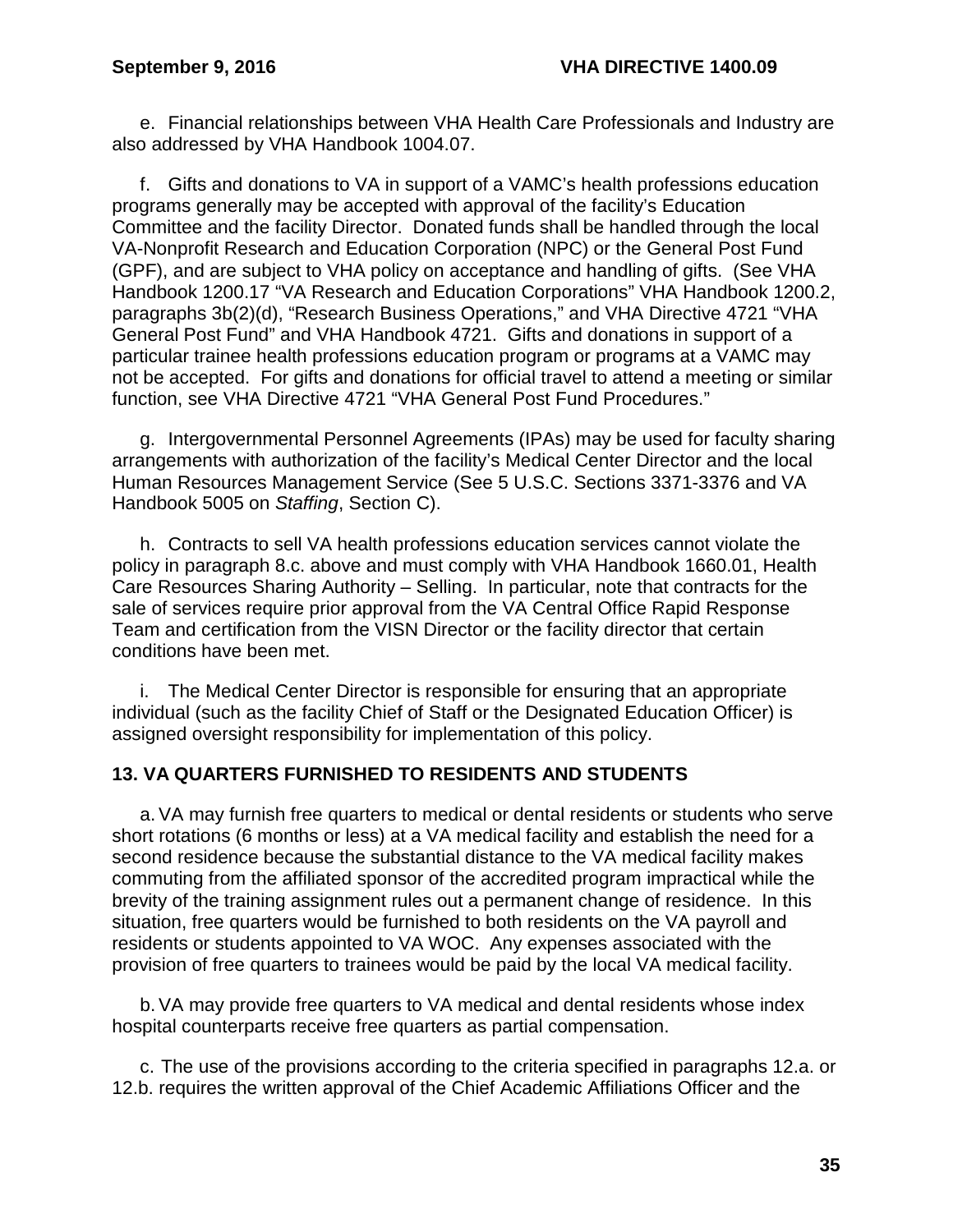e. Financial relationships between VHA Health Care Professionals and Industry are also addressed by VHA Handbook 1004.07.

f. Gifts and donations to VA in support of a VAMC's health professions education programs generally may be accepted with approval of the facility's Education Committee and the facility Director. Donated funds shall be handled through the local VA-Nonprofit Research and Education Corporation (NPC) or the General Post Fund (GPF), and are subject to VHA policy on acceptance and handling of gifts. (See VHA Handbook 1200.17 "VA Research and Education Corporations" VHA Handbook 1200.2, paragraphs 3b(2)(d), "Research Business Operations," and VHA Directive 4721 "VHA General Post Fund" and VHA Handbook 4721. Gifts and donations in support of a particular trainee health professions education program or programs at a VAMC may not be accepted. For gifts and donations for official travel to attend a meeting or similar function, see VHA Directive 4721 "VHA General Post Fund Procedures."

g. Intergovernmental Personnel Agreements (IPAs) may be used for faculty sharing arrangements with authorization of the facility's Medical Center Director and the local Human Resources Management Service (See 5 U.S.C. Sections 3371-3376 and VA Handbook 5005 on *Staffing*, Section C).

h. Contracts to sell VA health professions education services cannot violate the policy in paragraph 8.c. above and must comply with VHA Handbook 1660.01, Health Care Resources Sharing Authority – Selling. In particular, note that contracts for the sale of services require prior approval from the VA Central Office Rapid Response Team and certification from the VISN Director or the facility director that certain conditions have been met.

i. The Medical Center Director is responsible for ensuring that an appropriate individual (such as the facility Chief of Staff or the Designated Education Officer) is assigned oversight responsibility for implementation of this policy.

## 13. VA QUARTERS FURNISHED TO RESIDENTS AND STUDENTS

a. VA may furnish free quarters to medical or dental residents or students who serve short rotations (6 months or less) at a VA medical facility and establish the need for a second residence because the substantial distance to the VA medical facility makes commuting from the affiliated sponsor of the accredited program impractical while the brevity of the training assignment rules out a permanent change of residence. In this situation, free quarters would be furnished to both residents on the VA payroll and residents or students appointed to VA WOC. Any expenses associated with the provision of free quarters to trainees would be paid by the local VA medical facility.

b. VA may provide free quarters to VA medical and dental residents whose index hospital counterparts receive free quarters as partial compensation.

c. The use of the provisions according to the criteria specified in paragraphs 12.a. or 12.b. requires the written approval of the Chief Academic Affiliations Officer and the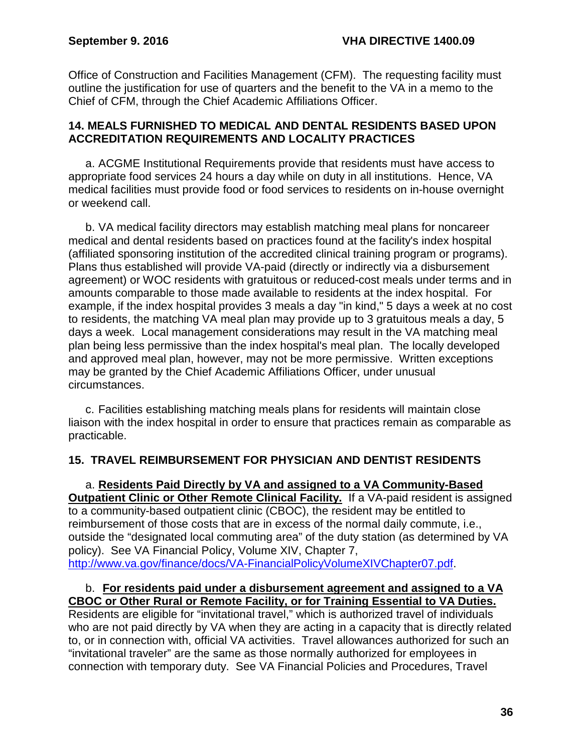Office of Construction and Facilities Management (CFM). The requesting facility must outline the justification for use of quarters and the benefit to the VA in a memo to the Chief of CFM, through the Chief Academic Affiliations Officer.

## 14. MEALS FURNISHED TO MEDICAL AND DENTAL RESIDENTS BASED UPON ACCREDITATION REQUIREMENTS AND LOCALITY PRACTICES

a. ACGME Institutional Requirements provide that residents must have access to appropriate food services 24 hours a day while on duty in all institutions. Hence, VA medical facilities must provide food or food services to residents on in-house overnight or weekend call.

b. VA medical facility directors may establish matching meal plans for noncareer medical and dental residents based on practices found at the facility's index hospital (affiliated sponsoring institution of the accredited clinical training program or programs). Plans thus established will provide VA-paid (directly or indirectly via a disbursement agreement) or WOC residents with gratuitous or reduced-cost meals under terms and in amounts comparable to those made available to residents at the index hospital. For example, if the index hospital provides 3 meals a day "in kind," 5 days a week at no cost to residents, the matching VA meal plan may provide up to 3 gratuitous meals a day, 5 days a week. Local management considerations may result in the VA matching meal plan being less permissive than the index hospital's meal plan. The locally developed and approved meal plan, however, may not be more permissive. Written exceptions may be granted by the Chief Academic Affiliations Officer, under unusual circumstances.

c. Facilities establishing matching meals plans for residents will maintain close liaison with the index hospital in order to ensure that practices remain as comparable as practicable.

## 15. TRAVEL REIMBURSEMENT FOR PHYSICIAN AND DENTIST RESIDENTS

a. **<u>Residents Paid Directly by VA and assigned to a VA Community-Based Outpatient Clinic or Other Remote Clinical Facility.</u>** If a VA-paid resident is assigned to a community-based outpatient clinic (CBOC), the resident may be entitled to reimbursement of those costs that are in excess of the normal daily commute, i.e., outside the "designated local commuting area" of the duty station (as determined by VA policy). See VA Financial Policy, Volume XIV, Chapter 7, http://www.va.gov/finance/docs/VA-FinancialPolicyVolumeXIVChapter07.pdf.

b. **<u>For residents paid under a disbursement agreement and assigned to a VA CBOC or Other Rural or Remote Facility, or for Training Essential to VA Duties.</u>** Residents are eligible for "invitational travel," which is authorized travel of individuals who are not paid directly by VA when they are acting in a capacity that is directly related to, or in connection with, official VA activities. Travel allowances authorized for such an "invitational traveler" are the same as those normally authorized for employees in connection with temporary duty. See VA Financial Policies and Procedures, Travel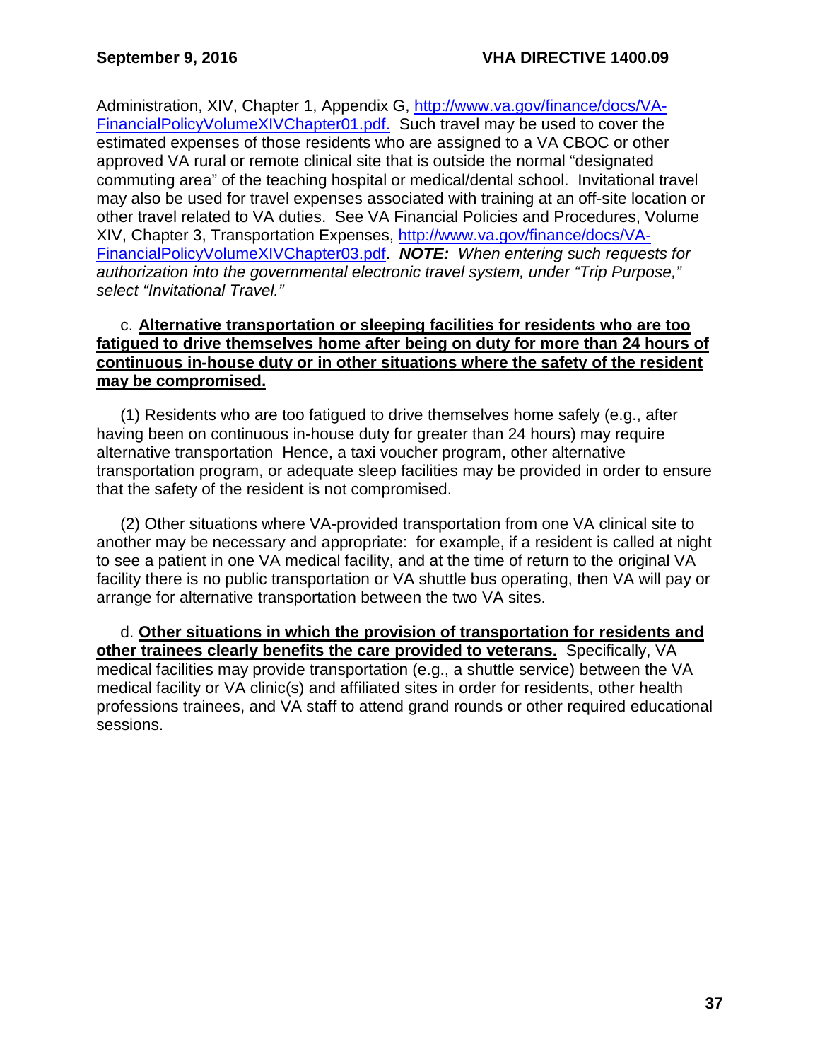Administration, XIV, Chapter 1, Appendix G, [http://www.va.gov/finance/docs/VA-FinancialPolicyVolumeXIVChapter01.pdf.](http://www.va.gov/finance/docs/VA-FinancialPolicyVolumeXIVChapter01.pdf) Such travel may be used to cover the estimated expenses of those residents who are assigned to a VA CBOC or other approved VA rural or remote clinical site that is outside the normal "designated commuting area" of the teaching hospital or medical/dental school. Invitational travel may also be used for travel expenses associated with training at an off-site location or other travel related to VA duties. See VA Financial Policies and Procedures, Volume XIV, Chapter 3, Transportation Expenses, [http://www.va.gov/finance/docs/VA-FinancialPolicyVolumeXIVChapter03.pdf](http://www.va.gov/finance/docs/VA-FinancialPolicyVolumeXIVChapter03.pdf). ***NOTE:*** *When entering such requests for authorization into the governmental electronic travel system, under "Trip Purpose," select "Invitational Travel."*

c. **Alternative transportation or sleeping facilities for residents who are too fatigued to drive themselves home after being on duty for more than 24 hours of continuous in-house duty or in other situations where the safety of the resident may be compromised.**

(1) Residents who are too fatigued to drive themselves home safely (e.g., after having been on continuous in-house duty for greater than 24 hours) may require alternative transportation Hence, a taxi voucher program, other alternative transportation program, or adequate sleep facilities may be provided in order to ensure that the safety of the resident is not compromised.

(2) Other situations where VA-provided transportation from one VA clinical site to another may be necessary and appropriate: for example, if a resident is called at night to see a patient in one VA medical facility, and at the time of return to the original VA facility there is no public transportation or VA shuttle bus operating, then VA will pay or arrange for alternative transportation between the two VA sites.

d. **Other situations in which the provision of transportation for residents and other trainees clearly benefits the care provided to veterans.** Specifically, VA medical facilities may provide transportation (e.g., a shuttle service) between the VA medical facility or VA clinic(s) and affiliated sites in order for residents, other health professions trainees, and VA staff to attend grand rounds or other required educational sessions.